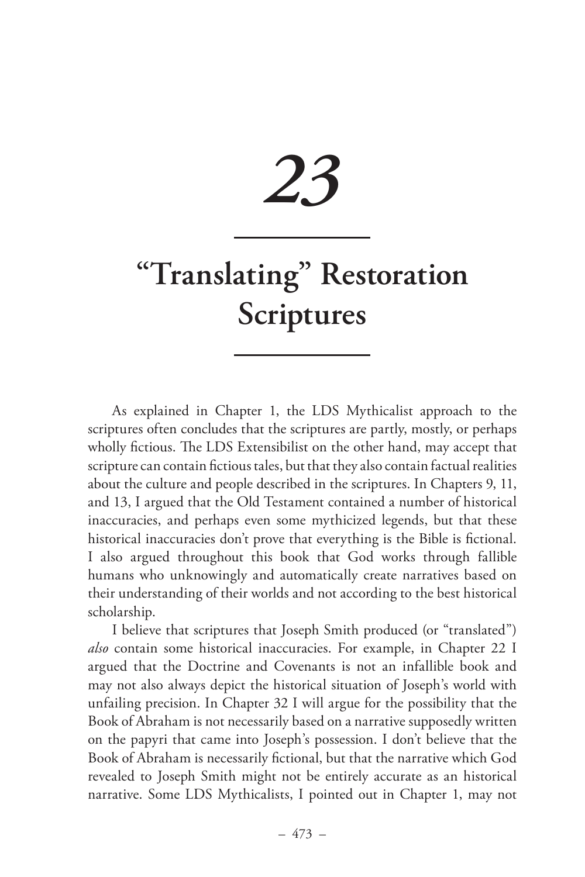# 23

## "Translating" Restoration Scriptures

As explained in Chapter 1, the LDS Mythicalist approach to the scriptures often concludes that the scriptures are partly, mostly, or perhaps wholly fictious. The LDS Extensibilist on the other hand, may accept that scripture can contain fictious tales, but that they also contain factual realities about the culture and people described in the scriptures. In Chapters 9, 11, and 13, I argued that the Old Testament contained a number of historical inaccuracies, and perhaps even some mythicized legends, but that these historical inaccuracies don't prove that everything is the Bible is fictional. I also argued throughout this book that God works through fallible humans who unknowingly and automatically create narratives based on their understanding of their worlds and not according to the best historical scholarship.

I believe that scriptures that Joseph Smith produced (or "translated") *also* contain some historical inaccuracies. For example, in Chapter 22 I argued that the Doctrine and Covenants is not an infallible book and may not also always depict the historical situation of Joseph's world with unfailing precision. In Chapter 32 I will argue for the possibility that the Book of Abraham is not necessarily based on a narrative supposedly written on the papyri that came into Joseph's possession. I don't believe that the Book of Abraham is necessarily fictional, but that the narrative which God revealed to Joseph Smith might not be entirely accurate as an historical narrative. Some LDS Mythicalists, I pointed out in Chapter 1, may not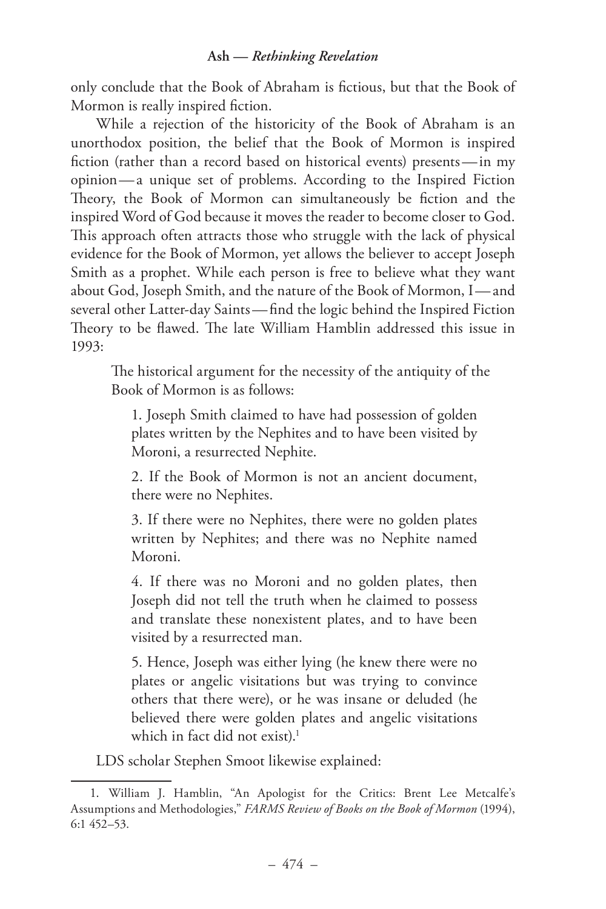only conclude that the Book of Abraham is fictious, but that the Book of Mormon is really inspired fiction.

While a rejection of the historicity of the Book of Abraham is an unorthodox position, the belief that the Book of Mormon is inspired fiction (rather than a record based on historical events) presents — in my opinion — a unique set of problems. According to the Inspired Fiction Theory, the Book of Mormon can simultaneously be fiction and the inspired Word of God because it moves the reader to become closer to God. This approach often attracts those who struggle with the lack of physical evidence for the Book of Mormon, yet allows the believer to accept Joseph Smith as a prophet. While each person is free to believe what they want about God, Joseph Smith, and the nature of the Book of Mormon, I — and several other Latter-day Saints — find the logic behind the Inspired Fiction Theory to be flawed. The late William Hamblin addressed this issue in 1993:

> The historical argument for the necessity of the antiquity of the Book of Mormon is as follows:
>
> 1. Joseph Smith claimed to have had possession of golden plates written by the Nephites and to have been visited by Moroni, a resurrected Nephite.
>
> 2. If the Book of Mormon is not an ancient document, there were no Nephites.
>
> 3. If there were no Nephites, there were no golden plates written by Nephites; and there was no Nephite named Moroni.
>
> 4. If there was no Moroni and no golden plates, then Joseph did not tell the truth when he claimed to possess and translate these nonexistent plates, and to have been visited by a resurrected man.
>
> 5. Hence, Joseph was either lying (he knew there were no plates or angelic visitations but was trying to convince others that there were), or he was insane or deluded (he believed there were golden plates and angelic visitations which in fact did not exist).[1]

LDS scholar Stephen Smoot likewise explained:

1. William J. Hamblin, "An Apologist for the Critics: Brent Lee Metcalfe's Assumptions and Methodologies," *FARMS Review of Books on the Book of Mormon* (1994), 6:1 452–53.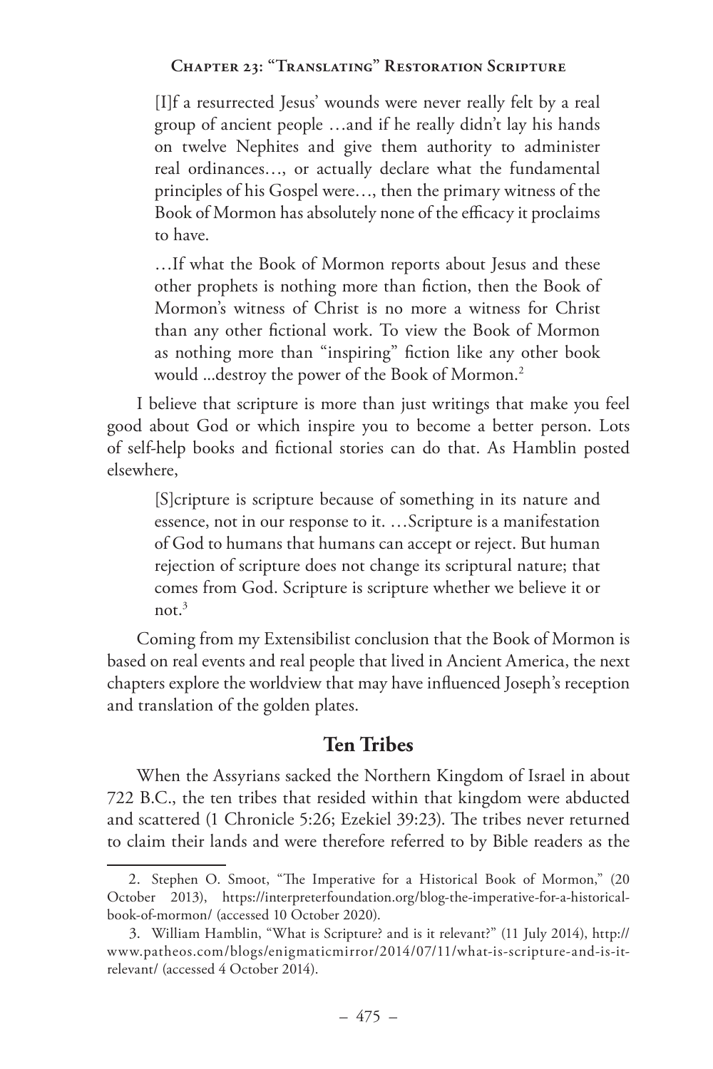> [I]f a resurrected Jesus' wounds were never really felt by a real group of ancient people …and if he really didn't lay his hands on twelve Nephites and give them authority to administer real ordinances…, or actually declare what the fundamental principles of his Gospel were…, then the primary witness of the Book of Mormon has absolutely none of the efficacy it proclaims to have.
>
> …If what the Book of Mormon reports about Jesus and these other prophets is nothing more than fiction, then the Book of Mormon's witness of Christ is no more a witness for Christ than any other fictional work. To view the Book of Mormon as nothing more than "inspiring" fiction like any other book would ...destroy the power of the Book of Mormon.[2]

I believe that scripture is more than just writings that make you feel good about God or which inspire you to become a better person. Lots of self-help books and fictional stories can do that. As Hamblin posted elsewhere,

> [S]cripture is scripture because of something in its nature and essence, not in our response to it. …Scripture is a manifestation of God to humans that humans can accept or reject. But human rejection of scripture does not change its scriptural nature; that comes from God. Scripture is scripture whether we believe it or not.[3]

Coming from my Extensibilist conclusion that the Book of Mormon is based on real events and real people that lived in Ancient America, the next chapters explore the worldview that may have influenced Joseph's reception and translation of the golden plates.

## Ten Tribes

When the Assyrians sacked the Northern Kingdom of Israel in about 722 B.C., the ten tribes that resided within that kingdom were abducted and scattered (1 Chronicle 5:26; Ezekiel 39:23). The tribes never returned to claim their lands and were therefore referred to by Bible readers as the

---

2. Stephen O. Smoot, "The Imperative for a Historical Book of Mormon," (20 October 2013), https://interpreterfoundation.org/blog-the-imperative-for-a-historical-book-of-mormon/ (accessed 10 October 2020).

3. William Hamblin, "What is Scripture? and is it relevant?" (11 July 2014), http://www.patheos.com/blogs/enigmaticmirror/2014/07/11/what-is-scripture-and-is-it-relevant/ (accessed 4 October 2014).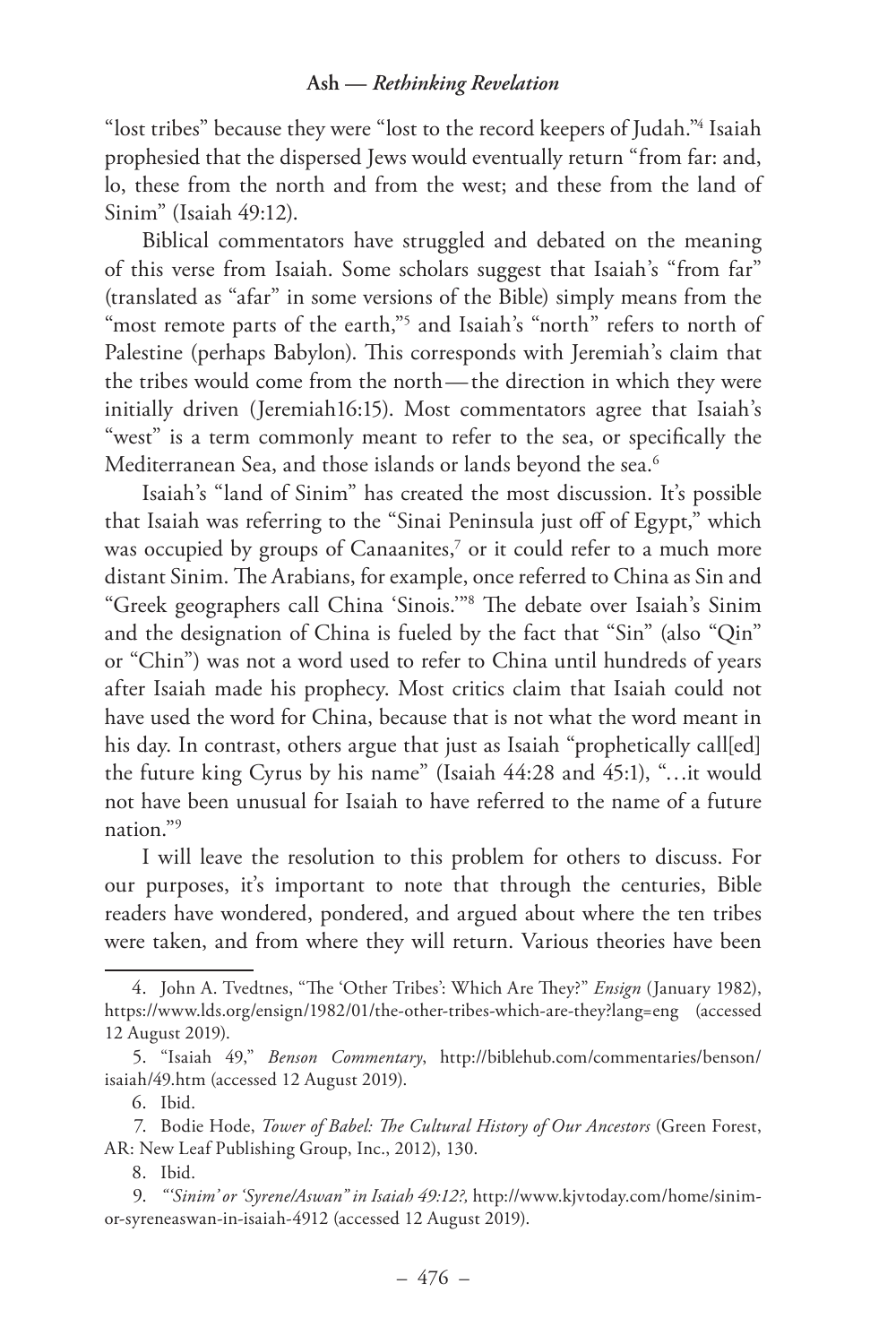"lost tribes" because they were "lost to the record keepers of Judah."[4] Isaiah prophesied that the dispersed Jews would eventually return "from far: and, lo, these from the north and from the west; and these from the land of Sinim" (Isaiah 49:12).

Biblical commentators have struggled and debated on the meaning of this verse from Isaiah. Some scholars suggest that Isaiah's "from far" (translated as "afar" in some versions of the Bible) simply means from the "most remote parts of the earth,"[5] and Isaiah's "north" refers to north of Palestine (perhaps Babylon). This corresponds with Jeremiah's claim that the tribes would come from the north—the direction in which they were initially driven (Jeremiah16:15). Most commentators agree that Isaiah's "west" is a term commonly meant to refer to the sea, or specifically the Mediterranean Sea, and those islands or lands beyond the sea.[6]

Isaiah's "land of Sinim" has created the most discussion. It's possible that Isaiah was referring to the "Sinai Peninsula just off of Egypt," which was occupied by groups of Canaanites,[7] or it could refer to a much more distant Sinim. The Arabians, for example, once referred to China as Sin and "Greek geographers call China 'Sinois.'"[8] The debate over Isaiah's Sinim and the designation of China is fueled by the fact that "Sin" (also "Qin" or "Chin") was not a word used to refer to China until hundreds of years after Isaiah made his prophecy. Most critics claim that Isaiah could not have used the word for China, because that is not what the word meant in his day. In contrast, others argue that just as Isaiah "prophetically call[ed] the future king Cyrus by his name" (Isaiah 44:28 and 45:1), "…it would not have been unusual for Isaiah to have referred to the name of a future nation."[9]

I will leave the resolution to this problem for others to discuss. For our purposes, it's important to note that through the centuries, Bible readers have wondered, pondered, and argued about where the ten tribes were taken, and from where they will return. Various theories have been

---

4. John A. Tvedtnes, "The 'Other Tribes': Which Are They?" *Ensign* (January 1982), https://www.lds.org/ensign/1982/01/the-other-tribes-which-are-they?lang=eng (accessed 12 August 2019).

5. "Isaiah 49," *Benson Commentary*, http://biblehub.com/commentaries/benson/isaiah/49.htm (accessed 12 August 2019).

6. Ibid.

7. Bodie Hode, *Tower of Babel: The Cultural History of Our Ancestors* (Green Forest, AR: New Leaf Publishing Group, Inc., 2012), 130.

8. Ibid.

9. *"'Sinim' or 'Syrene/Aswan" in Isaiah 49:12?,* http://www.kjvtoday.com/home/sinim-or-syreneaswan-in-isaiah-4912 (accessed 12 August 2019).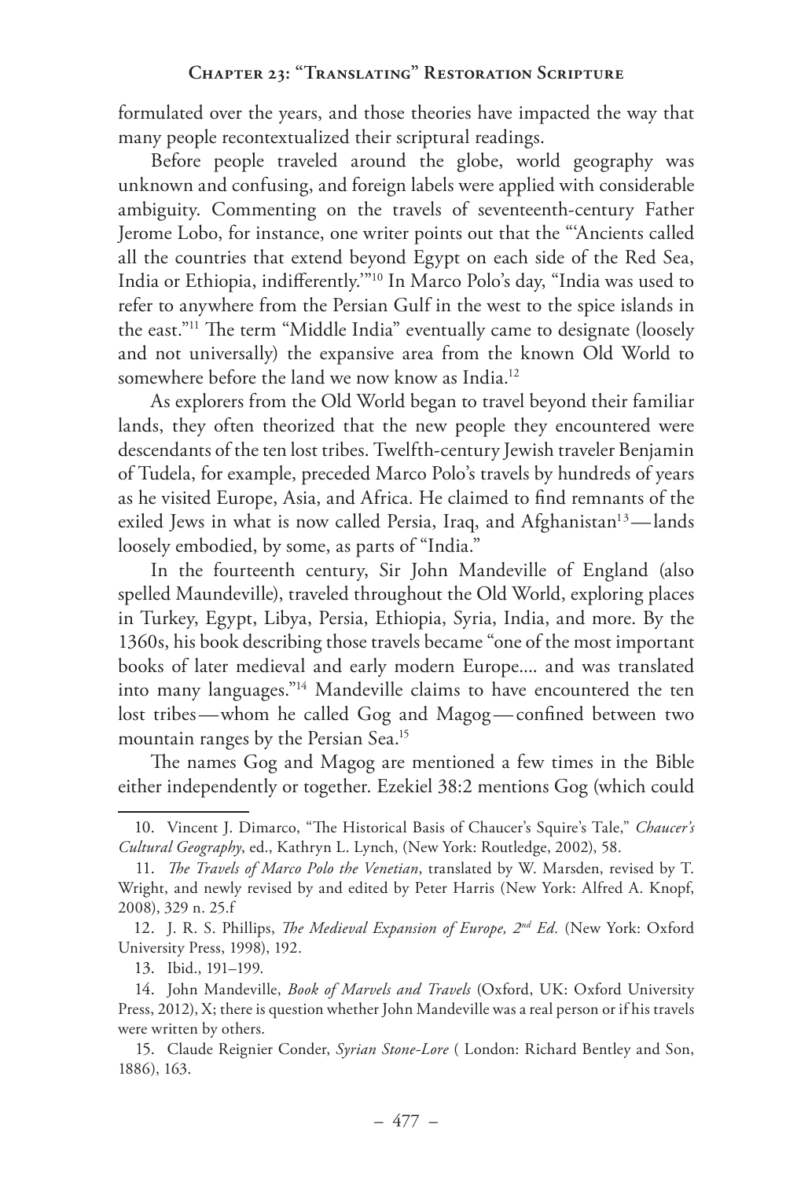formulated over the years, and those theories have impacted the way that many people recontextualized their scriptural readings.

Before people traveled around the globe, world geography was unknown and confusing, and foreign labels were applied with considerable ambiguity. Commenting on the travels of seventeenth-century Father Jerome Lobo, for instance, one writer points out that the "'Ancients called all the countries that extend beyond Egypt on each side of the Red Sea, India or Ethiopia, indifferently.'"[10] In Marco Polo's day, "India was used to refer to anywhere from the Persian Gulf in the west to the spice islands in the east."[11] The term "Middle India" eventually came to designate (loosely and not universally) the expansive area from the known Old World to somewhere before the land we now know as India.[12]

As explorers from the Old World began to travel beyond their familiar lands, they often theorized that the new people they encountered were descendants of the ten lost tribes. Twelfth-century Jewish traveler Benjamin of Tudela, for example, preceded Marco Polo's travels by hundreds of years as he visited Europe, Asia, and Africa. He claimed to find remnants of the exiled Jews in what is now called Persia, Iraq, and Afghanistan[13]—lands loosely embodied, by some, as parts of "India."

In the fourteenth century, Sir John Mandeville of England (also spelled Maundeville), traveled throughout the Old World, exploring places in Turkey, Egypt, Libya, Persia, Ethiopia, Syria, India, and more. By the 1360s, his book describing those travels became "one of the most important books of later medieval and early modern Europe.... and was translated into many languages."[14] Mandeville claims to have encountered the ten lost tribes—whom he called Gog and Magog—confined between two mountain ranges by the Persian Sea.[15]

The names Gog and Magog are mentioned a few times in the Bible either independently or together. Ezekiel 38:2 mentions Gog (which could

---

10. Vincent J. Dimarco, "The Historical Basis of Chaucer's Squire's Tale," *Chaucer's Cultural Geography*, ed., Kathryn L. Lynch, (New York: Routledge, 2002), 58.

11. *The Travels of Marco Polo the Venetian*, translated by W. Marsden, revised by T. Wright, and newly revised by and edited by Peter Harris (New York: Alfred A. Knopf, 2008), 329 n. 25.f

12. J. R. S. Phillips, *The Medieval Expansion of Europe, 2nd Ed.* (New York: Oxford University Press, 1998), 192.

13. Ibid., 191–199.

14. John Mandeville, *Book of Marvels and Travels* (Oxford, UK: Oxford University Press, 2012), X; there is question whether John Mandeville was a real person or if his travels were written by others.

15. Claude Reignier Conder, *Syrian Stone-Lore* ( London: Richard Bentley and Son, 1886), 163.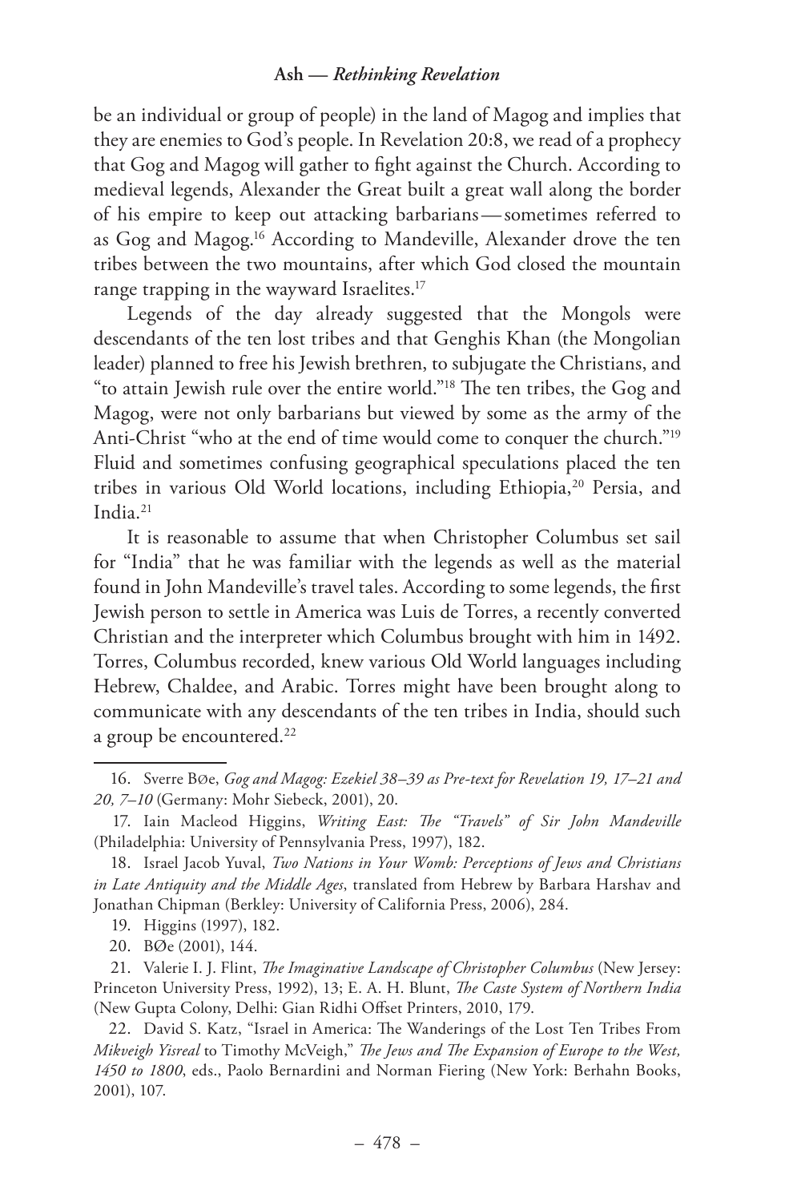be an individual or group of people) in the land of Magog and implies that they are enemies to God's people. In Revelation 20:8, we read of a prophecy that Gog and Magog will gather to fight against the Church. According to medieval legends, Alexander the Great built a great wall along the border of his empire to keep out attacking barbarians—sometimes referred to as Gog and Magog.[16] According to Mandeville, Alexander drove the ten tribes between the two mountains, after which God closed the mountain range trapping in the wayward Israelites.[17]

Legends of the day already suggested that the Mongols were descendants of the ten lost tribes and that Genghis Khan (the Mongolian leader) planned to free his Jewish brethren, to subjugate the Christians, and "to attain Jewish rule over the entire world."[18] The ten tribes, the Gog and Magog, were not only barbarians but viewed by some as the army of the Anti-Christ "who at the end of time would come to conquer the church."[19] Fluid and sometimes confusing geographical speculations placed the ten tribes in various Old World locations, including Ethiopia,[20] Persia, and India.[21]

It is reasonable to assume that when Christopher Columbus set sail for "India" that he was familiar with the legends as well as the material found in John Mandeville's travel tales. According to some legends, the first Jewish person to settle in America was Luis de Torres, a recently converted Christian and the interpreter which Columbus brought with him in 1492. Torres, Columbus recorded, knew various Old World languages including Hebrew, Chaldee, and Arabic. Torres might have been brought along to communicate with any descendants of the ten tribes in India, should such a group be encountered.[22]

---

16. Sverre BØe, *Gog and Magog: Ezekiel 38–39 as Pre-text for Revelation 19, 17–21 and 20, 7–10* (Germany: Mohr Siebeck, 2001), 20.

17. Iain Macleod Higgins, *Writing East: The "Travels" of Sir John Mandeville* (Philadelphia: University of Pennsylvania Press, 1997), 182.

18. Israel Jacob Yuval, *Two Nations in Your Womb: Perceptions of Jews and Christians in Late Antiquity and the Middle Ages*, translated from Hebrew by Barbara Harshav and Jonathan Chipman (Berkley: University of California Press, 2006), 284.

19. Higgins (1997), 182.

20. BØe (2001), 144.

21. Valerie I. J. Flint, *The Imaginative Landscape of Christopher Columbus* (New Jersey: Princeton University Press, 1992), 13; E. A. H. Blunt, *The Caste System of Northern India* (New Gupta Colony, Delhi: Gian Ridhi Offset Printers, 2010, 179.

22. David S. Katz, "Israel in America: The Wanderings of the Lost Ten Tribes From *Mikveigh Yisreal* to Timothy McVeigh," *The Jews and The Expansion of Europe to the West, 1450 to 1800*, eds., Paolo Bernardini and Norman Fiering (New York: Berhahn Books, 2001), 107.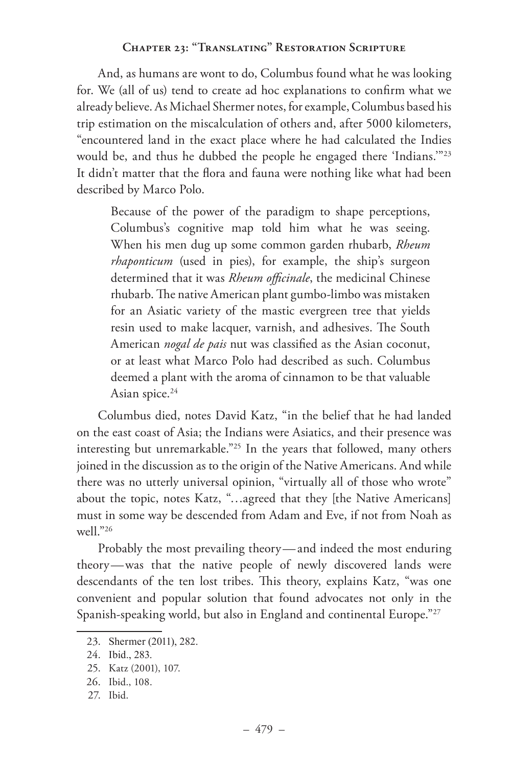And, as humans are wont to do, Columbus found what he was looking for. We (all of us) tend to create ad hoc explanations to confirm what we already believe. As Michael Shermer notes, for example, Columbus based his trip estimation on the miscalculation of others and, after 5000 kilometers, "encountered land in the exact place where he had calculated the Indies would be, and thus he dubbed the people he engaged there 'Indians.'"[23] It didn't matter that the flora and fauna were nothing like what had been described by Marco Polo.

> Because of the power of the paradigm to shape perceptions, Columbus's cognitive map told him what he was seeing. When his men dug up some common garden rhubarb, *Rheum rhaponticum* (used in pies), for example, the ship's surgeon determined that it was *Rheum officinale*, the medicinal Chinese rhubarb. The native American plant gumbo-limbo was mistaken for an Asiatic variety of the mastic evergreen tree that yields resin used to make lacquer, varnish, and adhesives. The South American *nogal de pais* nut was classified as the Asian coconut, or at least what Marco Polo had described as such. Columbus deemed a plant with the aroma of cinnamon to be that valuable Asian spice.[24]

Columbus died, notes David Katz, "in the belief that he had landed on the east coast of Asia; the Indians were Asiatics, and their presence was interesting but unremarkable."[25] In the years that followed, many others joined in the discussion as to the origin of the Native Americans. And while there was no utterly universal opinion, "virtually all of those who wrote" about the topic, notes Katz, "…agreed that they [the Native Americans] must in some way be descended from Adam and Eve, if not from Noah as well."[26]

Probably the most prevailing theory—and indeed the most enduring theory—was that the native people of newly discovered lands were descendants of the ten lost tribes. This theory, explains Katz, "was one convenient and popular solution that found advocates not only in the Spanish-speaking world, but also in England and continental Europe."[27]

---

23. Shermer (2011), 282.
24. Ibid., 283.
25. Katz (2001), 107.
26. Ibid., 108.
27. Ibid.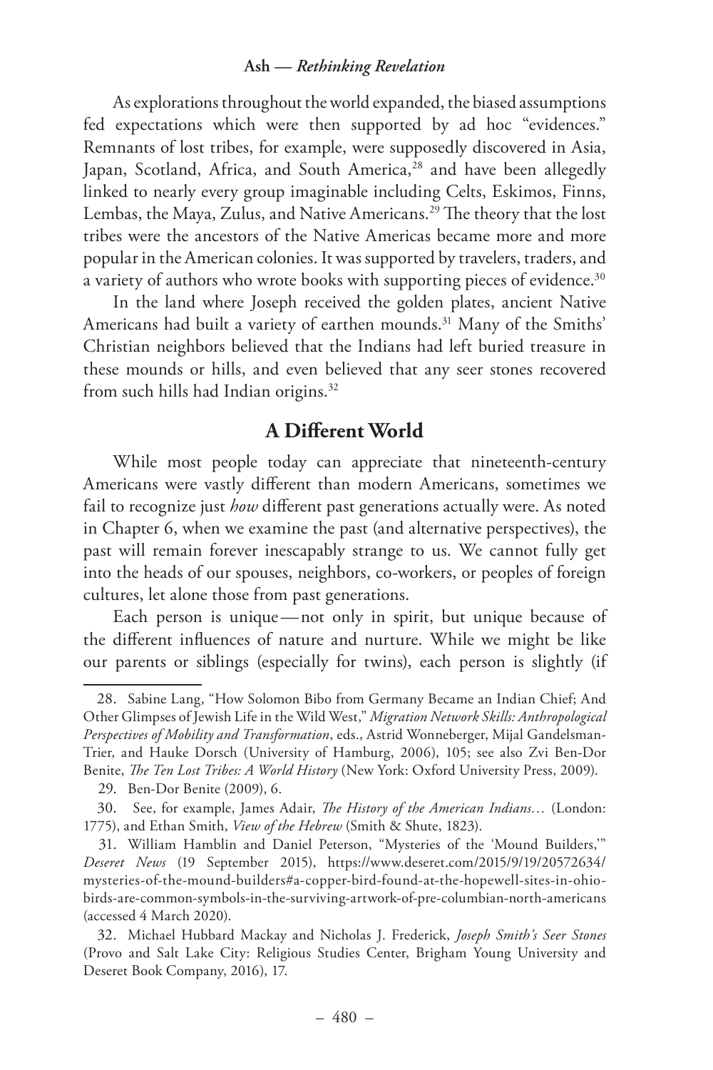As explorations throughout the world expanded, the biased assumptions fed expectations which were then supported by ad hoc "evidences." Remnants of lost tribes, for example, were supposedly discovered in Asia, Japan, Scotland, Africa, and South America,[28] and have been allegedly linked to nearly every group imaginable including Celts, Eskimos, Finns, Lembas, the Maya, Zulus, and Native Americans.[29] The theory that the lost tribes were the ancestors of the Native Americas became more and more popular in the American colonies. It was supported by travelers, traders, and a variety of authors who wrote books with supporting pieces of evidence.[30]

In the land where Joseph received the golden plates, ancient Native Americans had built a variety of earthen mounds.[31] Many of the Smiths' Christian neighbors believed that the Indians had left buried treasure in these mounds or hills, and even believed that any seer stones recovered from such hills had Indian origins.[32]

## A Different World

While most people today can appreciate that nineteenth-century Americans were vastly different than modern Americans, sometimes we fail to recognize just *how* different past generations actually were. As noted in Chapter 6, when we examine the past (and alternative perspectives), the past will remain forever inescapably strange to us. We cannot fully get into the heads of our spouses, neighbors, co-workers, or peoples of foreign cultures, let alone those from past generations.

Each person is unique—not only in spirit, but unique because of the different influences of nature and nurture. While we might be like our parents or siblings (especially for twins), each person is slightly (if

---

28. Sabine Lang, "How Solomon Bibo from Germany Became an Indian Chief; And Other Glimpses of Jewish Life in the Wild West," *Migration Network Skills: Anthropological Perspectives of Mobility and Transformation*, eds., Astrid Wonneberger, Mijal Gandelsman-Trier, and Hauke Dorsch (University of Hamburg, 2006), 105; see also Zvi Ben-Dor Benite, *The Ten Lost Tribes: A World History* (New York: Oxford University Press, 2009).

29. Ben-Dor Benite (2009), 6.

30. See, for example, James Adair, *The History of the American Indians…* (London: 1775), and Ethan Smith, *View of the Hebrew* (Smith & Shute, 1823).

31. William Hamblin and Daniel Peterson, "Mysteries of the 'Mound Builders,'" *Deseret News* (19 September 2015), https://www.deseret.com/2015/9/19/20572634/mysteries-of-the-mound-builders#a-copper-bird-found-at-the-hopewell-sites-in-ohio-birds-are-common-symbols-in-the-surviving-artwork-of-pre-columbian-north-americans (accessed 4 March 2020).

32. Michael Hubbard Mackay and Nicholas J. Frederick, *Joseph Smith's Seer Stones* (Provo and Salt Lake City: Religious Studies Center, Brigham Young University and Deseret Book Company, 2016), 17.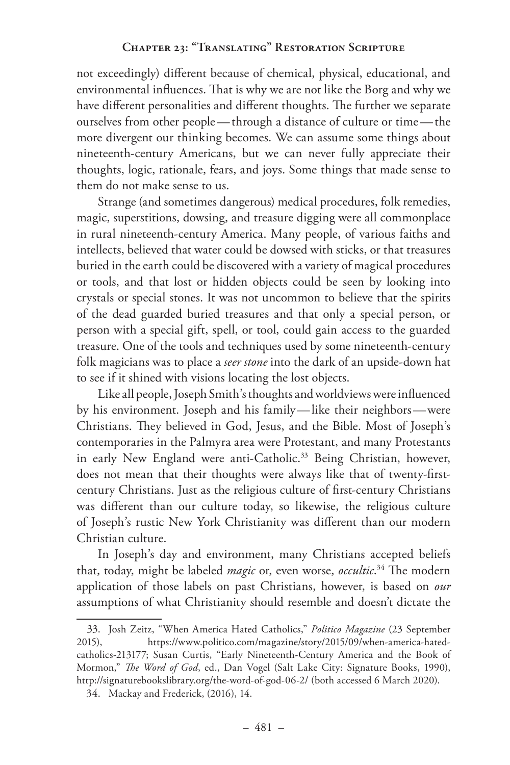not exceedingly) different because of chemical, physical, educational, and environmental influences. That is why we are not like the Borg and why we have different personalities and different thoughts. The further we separate ourselves from other people — through a distance of culture or time — the more divergent our thinking becomes. We can assume some things about nineteenth-century Americans, but we can never fully appreciate their thoughts, logic, rationale, fears, and joys. Some things that made sense to them do not make sense to us.

Strange (and sometimes dangerous) medical procedures, folk remedies, magic, superstitions, dowsing, and treasure digging were all commonplace in rural nineteenth-century America. Many people, of various faiths and intellects, believed that water could be dowsed with sticks, or that treasures buried in the earth could be discovered with a variety of magical procedures or tools, and that lost or hidden objects could be seen by looking into crystals or special stones. It was not uncommon to believe that the spirits of the dead guarded buried treasures and that only a special person, or person with a special gift, spell, or tool, could gain access to the guarded treasure. One of the tools and techniques used by some nineteenth-century folk magicians was to place a *seer stone* into the dark of an upside-down hat to see if it shined with visions locating the lost objects.

Like all people, Joseph Smith's thoughts and worldviews were influenced by his environment. Joseph and his family — like their neighbors — were Christians. They believed in God, Jesus, and the Bible. Most of Joseph's contemporaries in the Palmyra area were Protestant, and many Protestants in early New England were anti-Catholic.[33] Being Christian, however, does not mean that their thoughts were always like that of twenty-first-century Christians. Just as the religious culture of first-century Christians was different than our culture today, so likewise, the religious culture of Joseph's rustic New York Christianity was different than our modern Christian culture.

In Joseph's day and environment, many Christians accepted beliefs that, today, might be labeled *magic* or, even worse, *occultic*.[34] The modern application of those labels on past Christians, however, is based on *our* assumptions of what Christianity should resemble and doesn't dictate the

---

33. Josh Zeitz, "When America Hated Catholics," *Politico Magazine* (23 September 2015), https://www.politico.com/magazine/story/2015/09/when-america-hated-catholics-213177; Susan Curtis, "Early Nineteenth-Century America and the Book of Mormon," *The Word of God*, ed., Dan Vogel (Salt Lake City: Signature Books, 1990), http://signaturebookslibrary.org/the-word-of-god-06-2/ (both accessed 6 March 2020).

34. Mackay and Frederick, (2016), 14.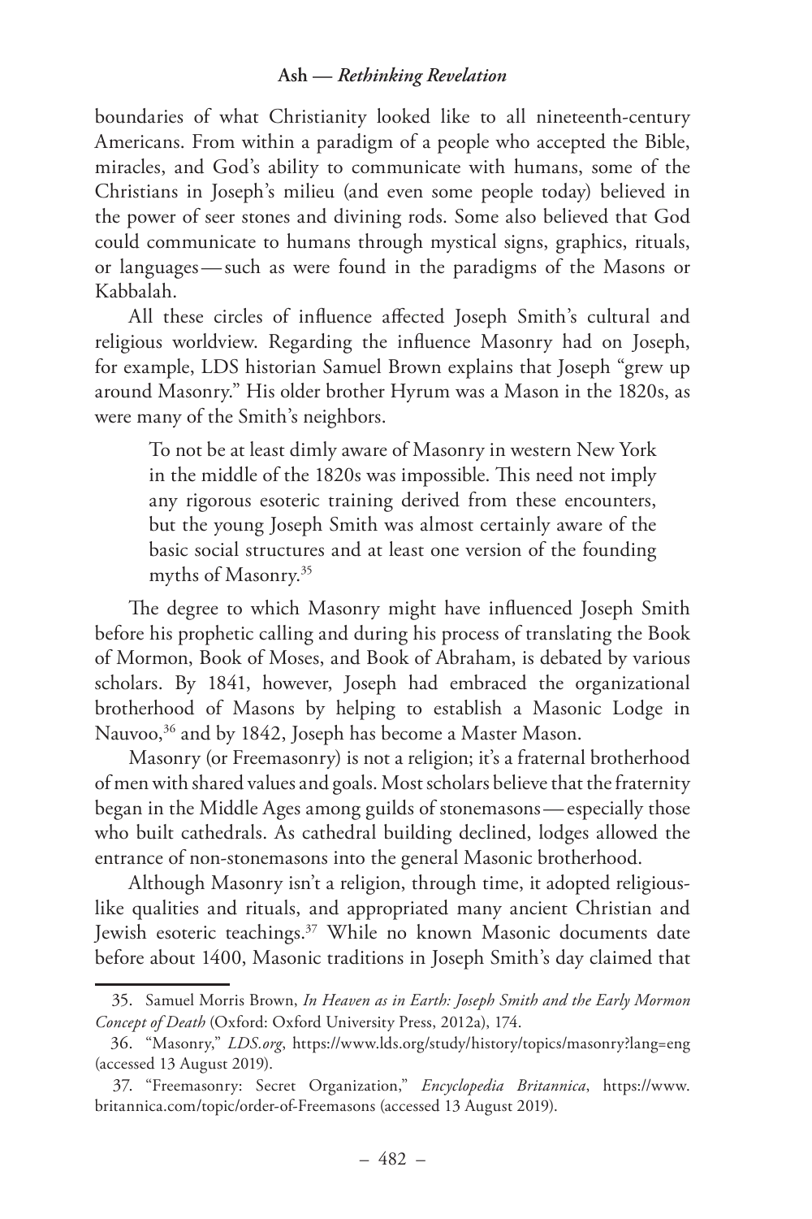boundaries of what Christianity looked like to all nineteenth-century Americans. From within a paradigm of a people who accepted the Bible, miracles, and God's ability to communicate with humans, some of the Christians in Joseph's milieu (and even some people today) believed in the power of seer stones and divining rods. Some also believed that God could communicate to humans through mystical signs, graphics, rituals, or languages — such as were found in the paradigms of the Masons or Kabbalah.

All these circles of influence affected Joseph Smith's cultural and religious worldview. Regarding the influence Masonry had on Joseph, for example, LDS historian Samuel Brown explains that Joseph "grew up around Masonry." His older brother Hyrum was a Mason in the 1820s, as were many of the Smith's neighbors.

> To not be at least dimly aware of Masonry in western New York in the middle of the 1820s was impossible. This need not imply any rigorous esoteric training derived from these encounters, but the young Joseph Smith was almost certainly aware of the basic social structures and at least one version of the founding myths of Masonry.[35]

The degree to which Masonry might have influenced Joseph Smith before his prophetic calling and during his process of translating the Book of Mormon, Book of Moses, and Book of Abraham, is debated by various scholars. By 1841, however, Joseph had embraced the organizational brotherhood of Masons by helping to establish a Masonic Lodge in Nauvoo,[36] and by 1842, Joseph has become a Master Mason.

Masonry (or Freemasonry) is not a religion; it's a fraternal brotherhood of men with shared values and goals. Most scholars believe that the fraternity began in the Middle Ages among guilds of stonemasons — especially those who built cathedrals. As cathedral building declined, lodges allowed the entrance of non-stonemasons into the general Masonic brotherhood.

Although Masonry isn't a religion, through time, it adopted religious-like qualities and rituals, and appropriated many ancient Christian and Jewish esoteric teachings.[37] While no known Masonic documents date before about 1400, Masonic traditions in Joseph Smith's day claimed that

---

35. Samuel Morris Brown, *In Heaven as in Earth: Joseph Smith and the Early Mormon Concept of Death* (Oxford: Oxford University Press, 2012a), 174.

36. "Masonry," *LDS.org*, https://www.lds.org/study/history/topics/masonry?lang=eng (accessed 13 August 2019).

37. "Freemasonry: Secret Organization," *Encyclopedia Britannica*, https://www.britannica.com/topic/order-of-Freemasons (accessed 13 August 2019).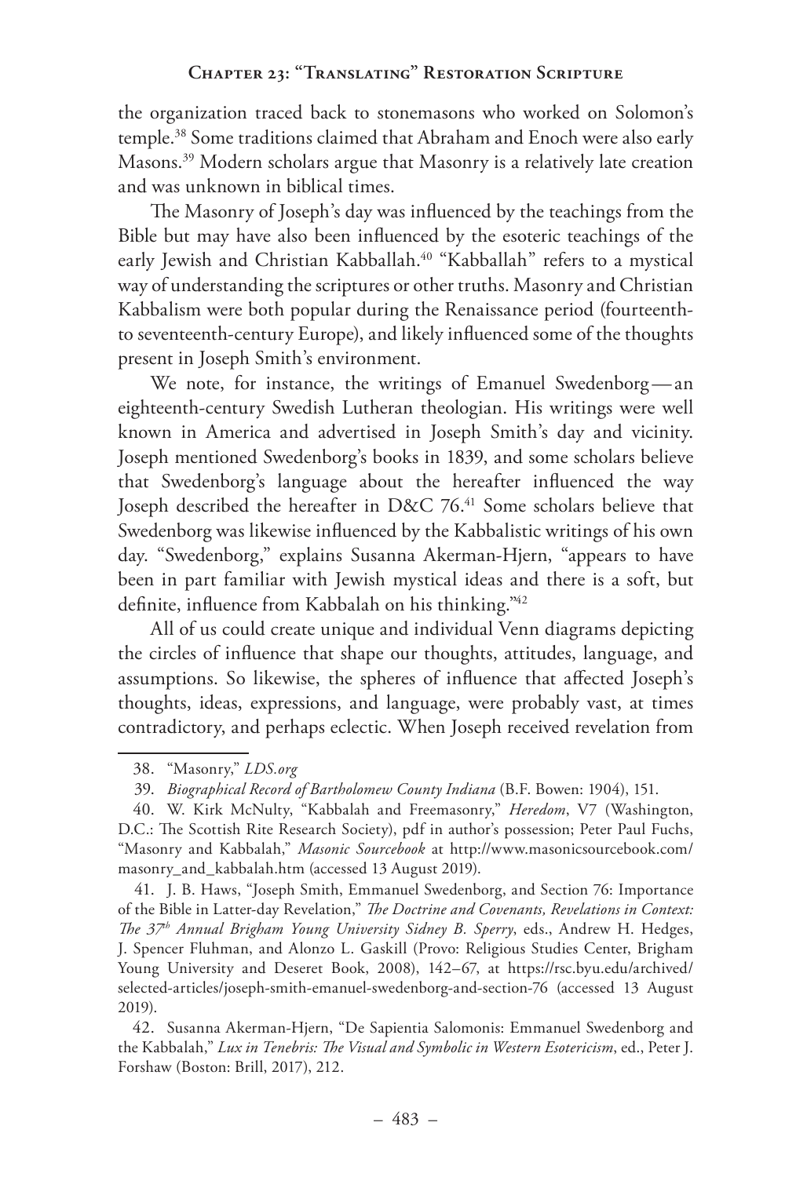the organization traced back to stonemasons who worked on Solomon's temple.[38] Some traditions claimed that Abraham and Enoch were also early Masons.[39] Modern scholars argue that Masonry is a relatively late creation and was unknown in biblical times.

The Masonry of Joseph's day was influenced by the teachings from the Bible but may have also been influenced by the esoteric teachings of the early Jewish and Christian Kabballah.[40] "Kabballah" refers to a mystical way of understanding the scriptures or other truths. Masonry and Christian Kabbalism were both popular during the Renaissance period (fourteenth- to seventeenth-century Europe), and likely influenced some of the thoughts present in Joseph Smith's environment.

We note, for instance, the writings of Emanuel Swedenborg—an eighteenth-century Swedish Lutheran theologian. His writings were well known in America and advertised in Joseph Smith's day and vicinity. Joseph mentioned Swedenborg's books in 1839, and some scholars believe that Swedenborg's language about the hereafter influenced the way Joseph described the hereafter in D&C 76.[41] Some scholars believe that Swedenborg was likewise influenced by the Kabbalistic writings of his own day. "Swedenborg," explains Susanna Akerman-Hjern, "appears to have been in part familiar with Jewish mystical ideas and there is a soft, but definite, influence from Kabbalah on his thinking."[42]

All of us could create unique and individual Venn diagrams depicting the circles of influence that shape our thoughts, attitudes, language, and assumptions. So likewise, the spheres of influence that affected Joseph's thoughts, ideas, expressions, and language, were probably vast, at times contradictory, and perhaps eclectic. When Joseph received revelation from

---

38. "Masonry," *LDS.org*

39. *Biographical Record of Bartholomew County Indiana* (B.F. Bowen: 1904), 151.

40. W. Kirk McNulty, "Kabbalah and Freemasonry," *Heredom*, V7 (Washington, D.C.: The Scottish Rite Research Society), pdf in author's possession; Peter Paul Fuchs, "Masonry and Kabbalah," *Masonic Sourcebook* at http://www.masonicsourcebook.com/masonry_and_kabbalah.htm (accessed 13 August 2019).

41. J. B. Haws, "Joseph Smith, Emmanuel Swedenborg, and Section 76: Importance of the Bible in Latter-day Revelation," *The Doctrine and Covenants, Revelations in Context: The 37th Annual Brigham Young University Sidney B. Sperry*, eds., Andrew H. Hedges, J. Spencer Fluhman, and Alonzo L. Gaskill (Provo: Religious Studies Center, Brigham Young University and Deseret Book, 2008), 142–67, at https://rsc.byu.edu/archived/selected-articles/joseph-smith-emanuel-swedenborg-and-section-76 (accessed 13 August 2019).

42. Susanna Akerman-Hjern, "De Sapientia Salomonis: Emmanuel Swedenborg and the Kabbalah," *Lux in Tenebris: The Visual and Symbolic in Western Esotericism*, ed., Peter J. Forshaw (Boston: Brill, 2017), 212.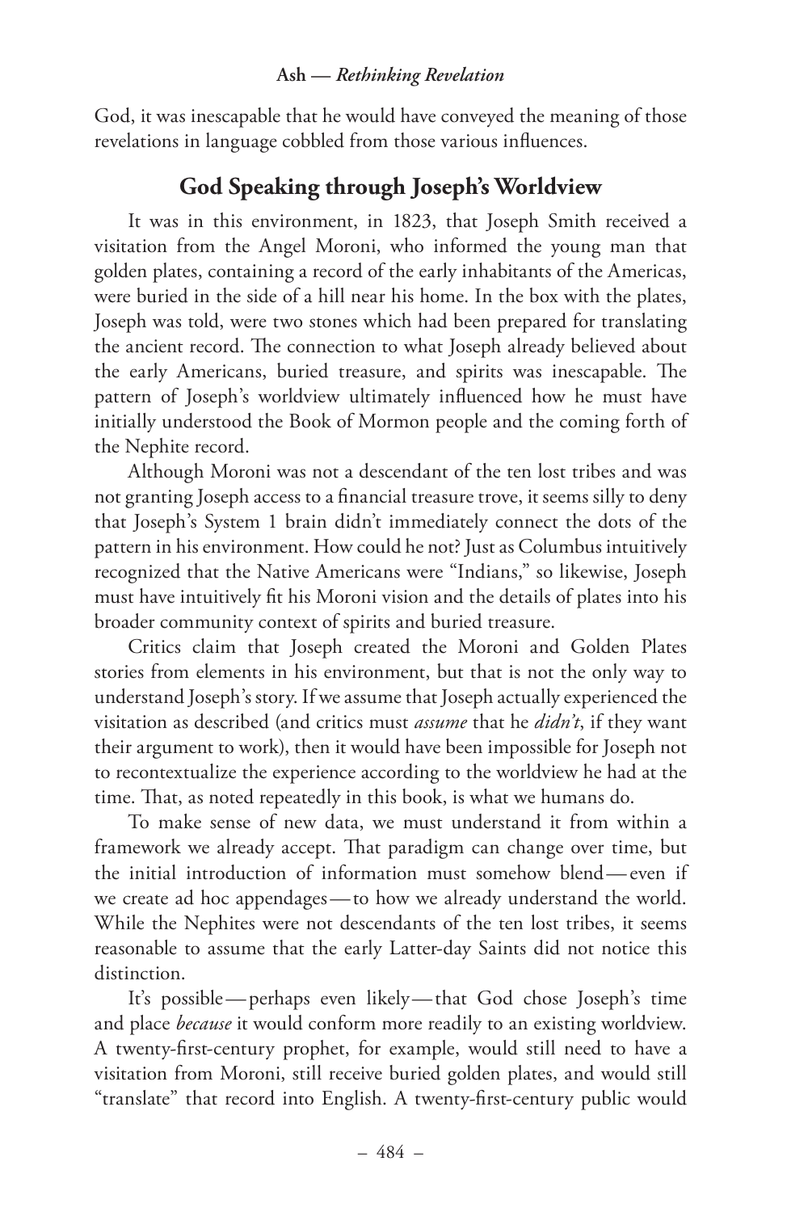God, it was inescapable that he would have conveyed the meaning of those revelations in language cobbled from those various influences.

## God Speaking through Joseph's Worldview

It was in this environment, in 1823, that Joseph Smith received a visitation from the Angel Moroni, who informed the young man that golden plates, containing a record of the early inhabitants of the Americas, were buried in the side of a hill near his home. In the box with the plates, Joseph was told, were two stones which had been prepared for translating the ancient record. The connection to what Joseph already believed about the early Americans, buried treasure, and spirits was inescapable. The pattern of Joseph's worldview ultimately influenced how he must have initially understood the Book of Mormon people and the coming forth of the Nephite record.

Although Moroni was not a descendant of the ten lost tribes and was not granting Joseph access to a financial treasure trove, it seems silly to deny that Joseph's System 1 brain didn't immediately connect the dots of the pattern in his environment. How could he not? Just as Columbus intuitively recognized that the Native Americans were "Indians," so likewise, Joseph must have intuitively fit his Moroni vision and the details of plates into his broader community context of spirits and buried treasure.

Critics claim that Joseph created the Moroni and Golden Plates stories from elements in his environment, but that is not the only way to understand Joseph's story. If we assume that Joseph actually experienced the visitation as described (and critics must *assume* that he *didn't*, if they want their argument to work), then it would have been impossible for Joseph not to recontextualize the experience according to the worldview he had at the time. That, as noted repeatedly in this book, is what we humans do.

To make sense of new data, we must understand it from within a framework we already accept. That paradigm can change over time, but the initial introduction of information must somehow blend — even if we create ad hoc appendages — to how we already understand the world. While the Nephites were not descendants of the ten lost tribes, it seems reasonable to assume that the early Latter-day Saints did not notice this distinction.

It's possible — perhaps even likely — that God chose Joseph's time and place *because* it would conform more readily to an existing worldview. A twenty-first-century prophet, for example, would still need to have a visitation from Moroni, still receive buried golden plates, and would still "translate" that record into English. A twenty-first-century public would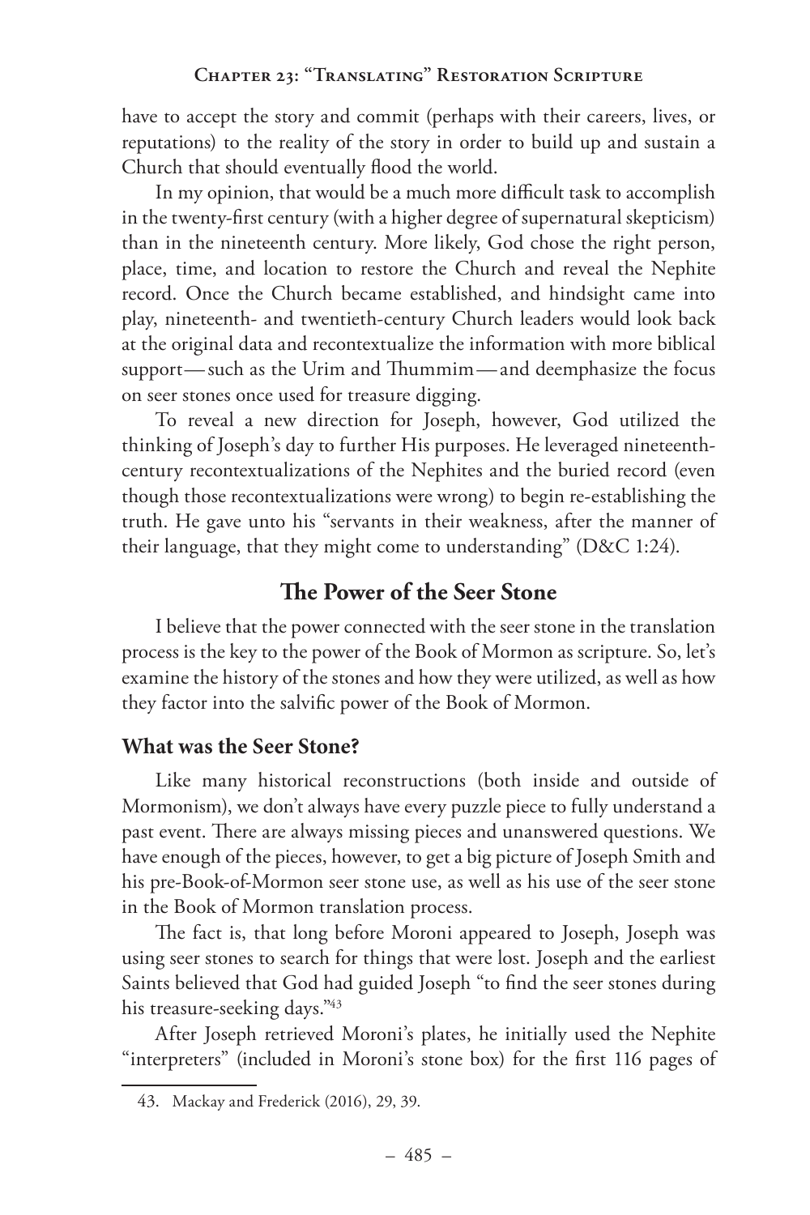have to accept the story and commit (perhaps with their careers, lives, or reputations) to the reality of the story in order to build up and sustain a Church that should eventually flood the world.

In my opinion, that would be a much more difficult task to accomplish in the twenty-first century (with a higher degree of supernatural skepticism) than in the nineteenth century. More likely, God chose the right person, place, time, and location to restore the Church and reveal the Nephite record. Once the Church became established, and hindsight came into play, nineteenth- and twentieth-century Church leaders would look back at the original data and recontextualize the information with more biblical support—such as the Urim and Thummim—and deemphasize the focus on seer stones once used for treasure digging.

To reveal a new direction for Joseph, however, God utilized the thinking of Joseph's day to further His purposes. He leveraged nineteenth-century recontextualizations of the Nephites and the buried record (even though those recontextualizations were wrong) to begin re-establishing the truth. He gave unto his "servants in their weakness, after the manner of their language, that they might come to understanding" (D&C 1:24).

## The Power of the Seer Stone

I believe that the power connected with the seer stone in the translation process is the key to the power of the Book of Mormon as scripture. So, let's examine the history of the stones and how they were utilized, as well as how they factor into the salvific power of the Book of Mormon.

### What was the Seer Stone?

Like many historical reconstructions (both inside and outside of Mormonism), we don't always have every puzzle piece to fully understand a past event. There are always missing pieces and unanswered questions. We have enough of the pieces, however, to get a big picture of Joseph Smith and his pre-Book-of-Mormon seer stone use, as well as his use of the seer stone in the Book of Mormon translation process.

The fact is, that long before Moroni appeared to Joseph, Joseph was using seer stones to search for things that were lost. Joseph and the earliest Saints believed that God had guided Joseph "to find the seer stones during his treasure-seeking days."[43]

After Joseph retrieved Moroni's plates, he initially used the Nephite "interpreters" (included in Moroni's stone box) for the first 116 pages of

43. Mackay and Frederick (2016), 29, 39.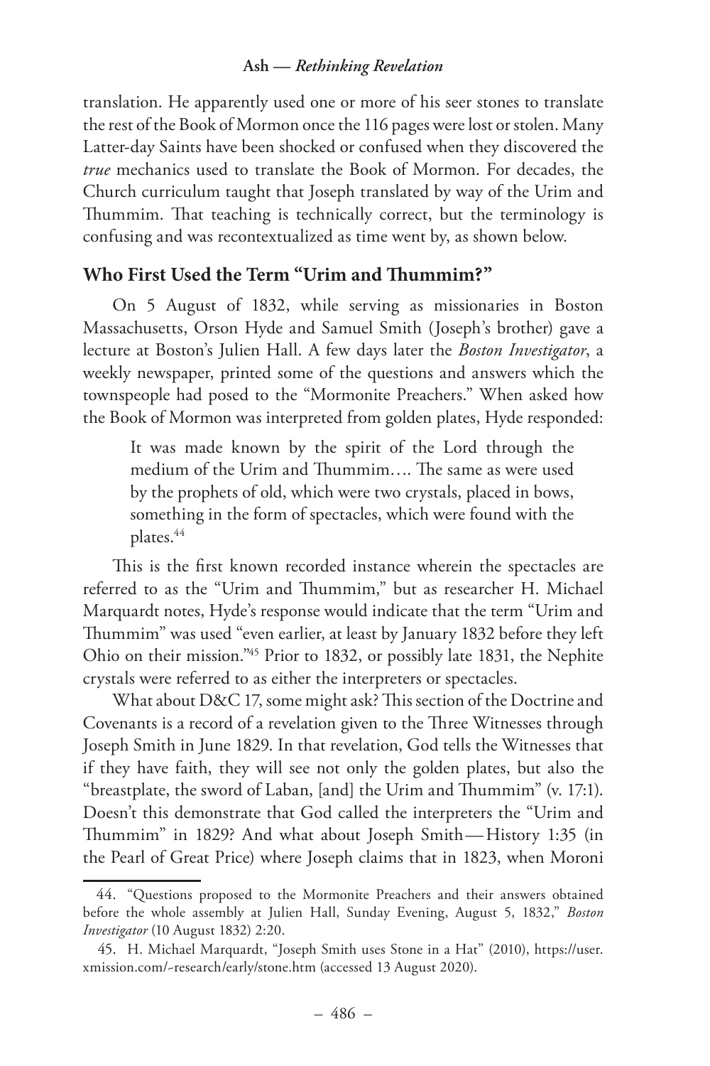translation. He apparently used one or more of his seer stones to translate the rest of the Book of Mormon once the 116 pages were lost or stolen. Many Latter-day Saints have been shocked or confused when they discovered the *true* mechanics used to translate the Book of Mormon. For decades, the Church curriculum taught that Joseph translated by way of the Urim and Thummim. That teaching is technically correct, but the terminology is confusing and was recontextualized as time went by, as shown below.

## Who First Used the Term "Urim and Thummim?"

On 5 August of 1832, while serving as missionaries in Boston Massachusetts, Orson Hyde and Samuel Smith (Joseph's brother) gave a lecture at Boston's Julien Hall. A few days later the *Boston Investigator*, a weekly newspaper, printed some of the questions and answers which the townspeople had posed to the "Mormonite Preachers." When asked how the Book of Mormon was interpreted from golden plates, Hyde responded:

> It was made known by the spirit of the Lord through the medium of the Urim and Thummim…. The same as were used by the prophets of old, which were two crystals, placed in bows, something in the form of spectacles, which were found with the plates.[44]

This is the first known recorded instance wherein the spectacles are referred to as the "Urim and Thummim," but as researcher H. Michael Marquardt notes, Hyde's response would indicate that the term "Urim and Thummim" was used "even earlier, at least by January 1832 before they left Ohio on their mission."[45] Prior to 1832, or possibly late 1831, the Nephite crystals were referred to as either the interpreters or spectacles.

What about D&C 17, some might ask? This section of the Doctrine and Covenants is a record of a revelation given to the Three Witnesses through Joseph Smith in June 1829. In that revelation, God tells the Witnesses that if they have faith, they will see not only the golden plates, but also the "breastplate, the sword of Laban, [and] the Urim and Thummim" (v. 17:1). Doesn't this demonstrate that God called the interpreters the "Urim and Thummim" in 1829? And what about Joseph Smith—History 1:35 (in the Pearl of Great Price) where Joseph claims that in 1823, when Moroni

---

44. "Questions proposed to the Mormonite Preachers and their answers obtained before the whole assembly at Julien Hall, Sunday Evening, August 5, 1832," *Boston Investigator* (10 August 1832) 2:20.

45. H. Michael Marquardt, "Joseph Smith uses Stone in a Hat" (2010), https://user.xmission.com/~research/early/stone.htm (accessed 13 August 2020).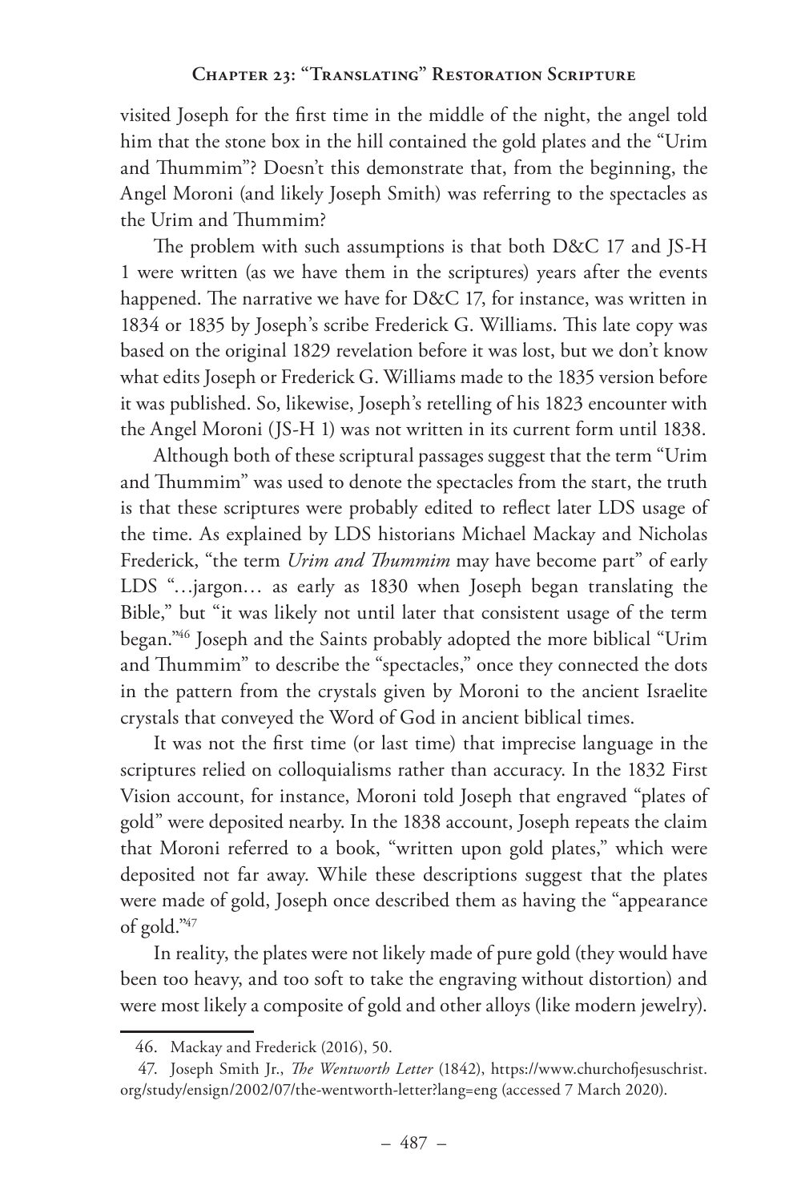visited Joseph for the first time in the middle of the night, the angel told him that the stone box in the hill contained the gold plates and the "Urim and Thummim"? Doesn't this demonstrate that, from the beginning, the Angel Moroni (and likely Joseph Smith) was referring to the spectacles as the Urim and Thummim?

The problem with such assumptions is that both D&C 17 and JS-H 1 were written (as we have them in the scriptures) years after the events happened. The narrative we have for D&C 17, for instance, was written in 1834 or 1835 by Joseph's scribe Frederick G. Williams. This late copy was based on the original 1829 revelation before it was lost, but we don't know what edits Joseph or Frederick G. Williams made to the 1835 version before it was published. So, likewise, Joseph's retelling of his 1823 encounter with the Angel Moroni (JS-H 1) was not written in its current form until 1838.

Although both of these scriptural passages suggest that the term "Urim and Thummim" was used to denote the spectacles from the start, the truth is that these scriptures were probably edited to reflect later LDS usage of the time. As explained by LDS historians Michael Mackay and Nicholas Frederick, "the term *Urim and Thummim* may have become part" of early LDS "…jargon… as early as 1830 when Joseph began translating the Bible," but "it was likely not until later that consistent usage of the term began."[46] Joseph and the Saints probably adopted the more biblical "Urim and Thummim" to describe the "spectacles," once they connected the dots in the pattern from the crystals given by Moroni to the ancient Israelite crystals that conveyed the Word of God in ancient biblical times.

It was not the first time (or last time) that imprecise language in the scriptures relied on colloquialisms rather than accuracy. In the 1832 First Vision account, for instance, Moroni told Joseph that engraved "plates of gold" were deposited nearby. In the 1838 account, Joseph repeats the claim that Moroni referred to a book, "written upon gold plates," which were deposited not far away. While these descriptions suggest that the plates were made of gold, Joseph once described them as having the "appearance of gold."[47]

In reality, the plates were not likely made of pure gold (they would have been too heavy, and too soft to take the engraving without distortion) and were most likely a composite of gold and other alloys (like modern jewelry).

---

46. Mackay and Frederick (2016), 50.

47. Joseph Smith Jr., *The Wentworth Letter* (1842), https://www.churchofjesuschrist.org/study/ensign/2002/07/the-wentworth-letter?lang=eng (accessed 7 March 2020).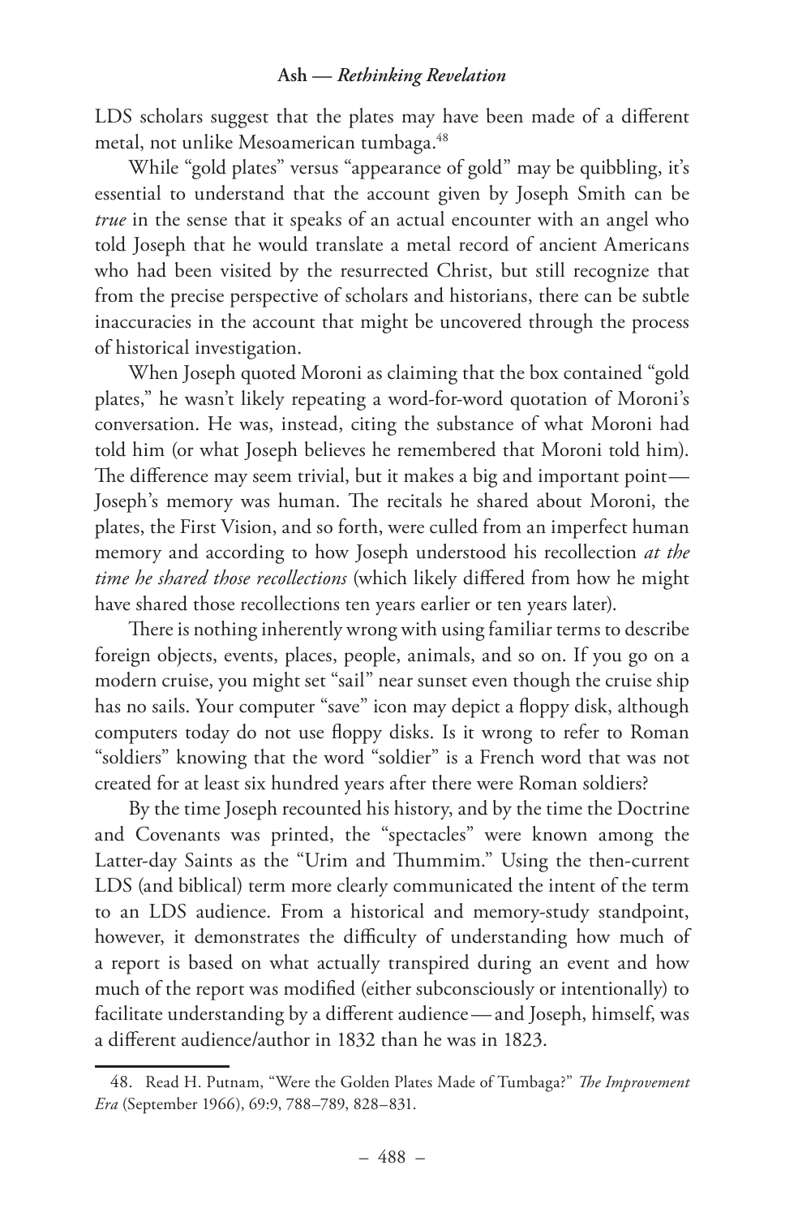LDS scholars suggest that the plates may have been made of a different metal, not unlike Mesoamerican tumbaga.[48]

While "gold plates" versus "appearance of gold" may be quibbling, it's essential to understand that the account given by Joseph Smith can be *true* in the sense that it speaks of an actual encounter with an angel who told Joseph that he would translate a metal record of ancient Americans who had been visited by the resurrected Christ, but still recognize that from the precise perspective of scholars and historians, there can be subtle inaccuracies in the account that might be uncovered through the process of historical investigation.

When Joseph quoted Moroni as claiming that the box contained "gold plates," he wasn't likely repeating a word-for-word quotation of Moroni's conversation. He was, instead, citing the substance of what Moroni had told him (or what Joseph believes he remembered that Moroni told him). The difference may seem trivial, but it makes a big and important point—Joseph's memory was human. The recitals he shared about Moroni, the plates, the First Vision, and so forth, were culled from an imperfect human memory and according to how Joseph understood his recollection *at the time he shared those recollections* (which likely differed from how he might have shared those recollections ten years earlier or ten years later).

There is nothing inherently wrong with using familiar terms to describe foreign objects, events, places, people, animals, and so on. If you go on a modern cruise, you might set "sail" near sunset even though the cruise ship has no sails. Your computer "save" icon may depict a floppy disk, although computers today do not use floppy disks. Is it wrong to refer to Roman "soldiers" knowing that the word "soldier" is a French word that was not created for at least six hundred years after there were Roman soldiers?

By the time Joseph recounted his history, and by the time the Doctrine and Covenants was printed, the "spectacles" were known among the Latter-day Saints as the "Urim and Thummim." Using the then-current LDS (and biblical) term more clearly communicated the intent of the term to an LDS audience. From a historical and memory-study standpoint, however, it demonstrates the difficulty of understanding how much of a report is based on what actually transpired during an event and how much of the report was modified (either subconsciously or intentionally) to facilitate understanding by a different audience—and Joseph, himself, was a different audience/author in 1832 than he was in 1823.

---

48. Read H. Putnam, "Were the Golden Plates Made of Tumbaga?" *The Improvement Era* (September 1966), 69:9, 788–789, 828–831.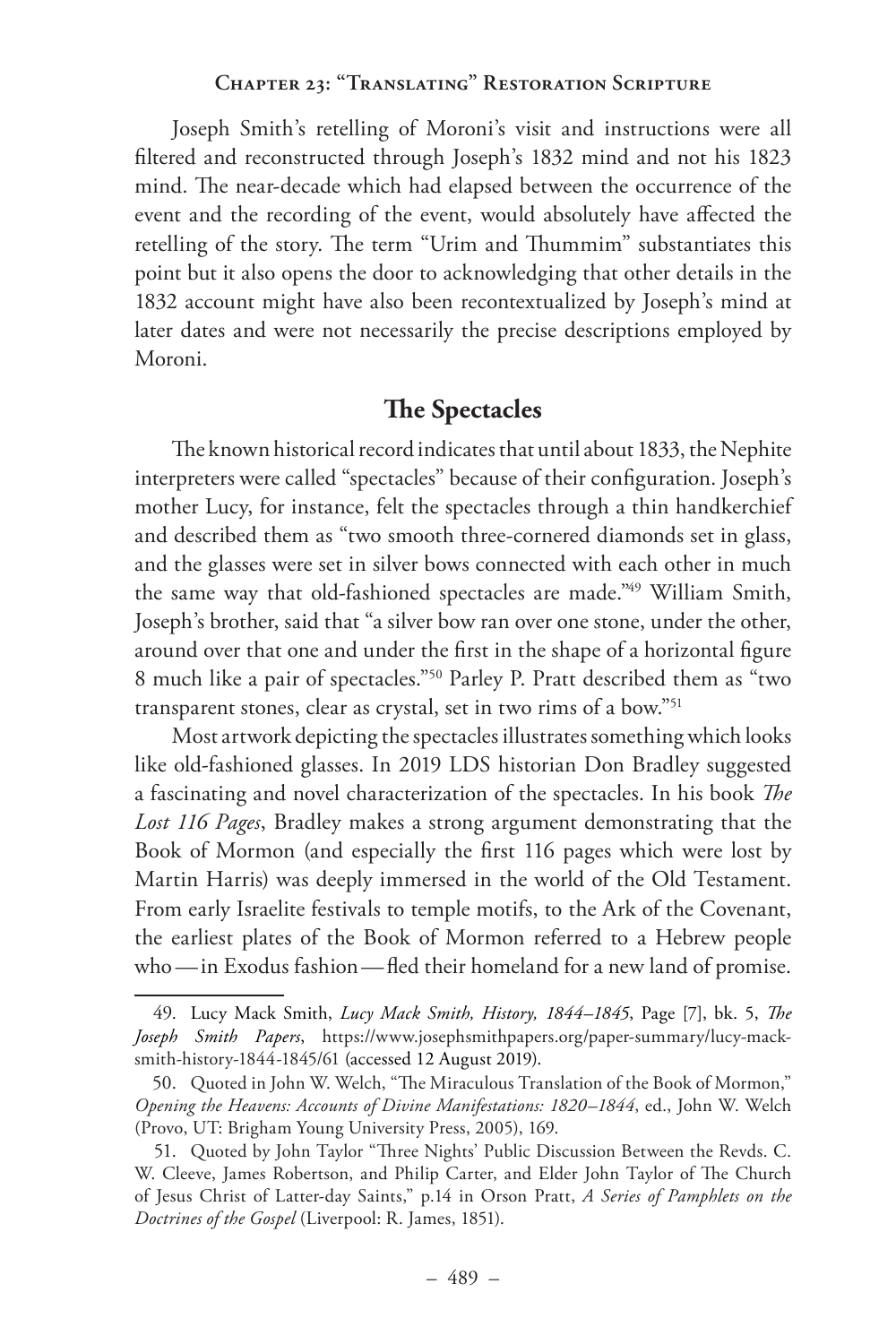Joseph Smith's retelling of Moroni's visit and instructions were all filtered and reconstructed through Joseph's 1832 mind and not his 1823 mind. The near-decade which had elapsed between the occurrence of the event and the recording of the event, would absolutely have affected the retelling of the story. The term "Urim and Thummim" substantiates this point but it also opens the door to acknowledging that other details in the 1832 account might have also been recontextualized by Joseph's mind at later dates and were not necessarily the precise descriptions employed by Moroni.

## The Spectacles

The known historical record indicates that until about 1833, the Nephite interpreters were called "spectacles" because of their configuration. Joseph's mother Lucy, for instance, felt the spectacles through a thin handkerchief and described them as "two smooth three-cornered diamonds set in glass, and the glasses were set in silver bows connected with each other in much the same way that old-fashioned spectacles are made."[49] William Smith, Joseph's brother, said that "a silver bow ran over one stone, under the other, around over that one and under the first in the shape of a horizontal figure 8 much like a pair of spectacles."[50] Parley P. Pratt described them as "two transparent stones, clear as crystal, set in two rims of a bow."[51]

Most artwork depicting the spectacles illustrates something which looks like old-fashioned glasses. In 2019 LDS historian Don Bradley suggested a fascinating and novel characterization of the spectacles. In his book *The Lost 116 Pages*, Bradley makes a strong argument demonstrating that the Book of Mormon (and especially the first 116 pages which were lost by Martin Harris) was deeply immersed in the world of the Old Testament. From early Israelite festivals to temple motifs, to the Ark of the Covenant, the earliest plates of the Book of Mormon referred to a Hebrew people who — in Exodus fashion — fled their homeland for a new land of promise.

---

49. Lucy Mack Smith, *Lucy Mack Smith, History, 1844–1845*, Page [7], bk. 5, *The Joseph Smith Papers*, https://www.josephsmithpapers.org/paper-summary/lucy-mack-smith-history-1844-1845/61 (accessed 12 August 2019).

50. Quoted in John W. Welch, "The Miraculous Translation of the Book of Mormon," *Opening the Heavens: Accounts of Divine Manifestations: 1820–1844*, ed., John W. Welch (Provo, UT: Brigham Young University Press, 2005), 169.

51. Quoted by John Taylor "Three Nights' Public Discussion Between the Revds. C. W. Cleeve, James Robertson, and Philip Carter, and Elder John Taylor of The Church of Jesus Christ of Latter-day Saints," p.14 in Orson Pratt, *A Series of Pamphlets on the Doctrines of the Gospel* (Liverpool: R. James, 1851).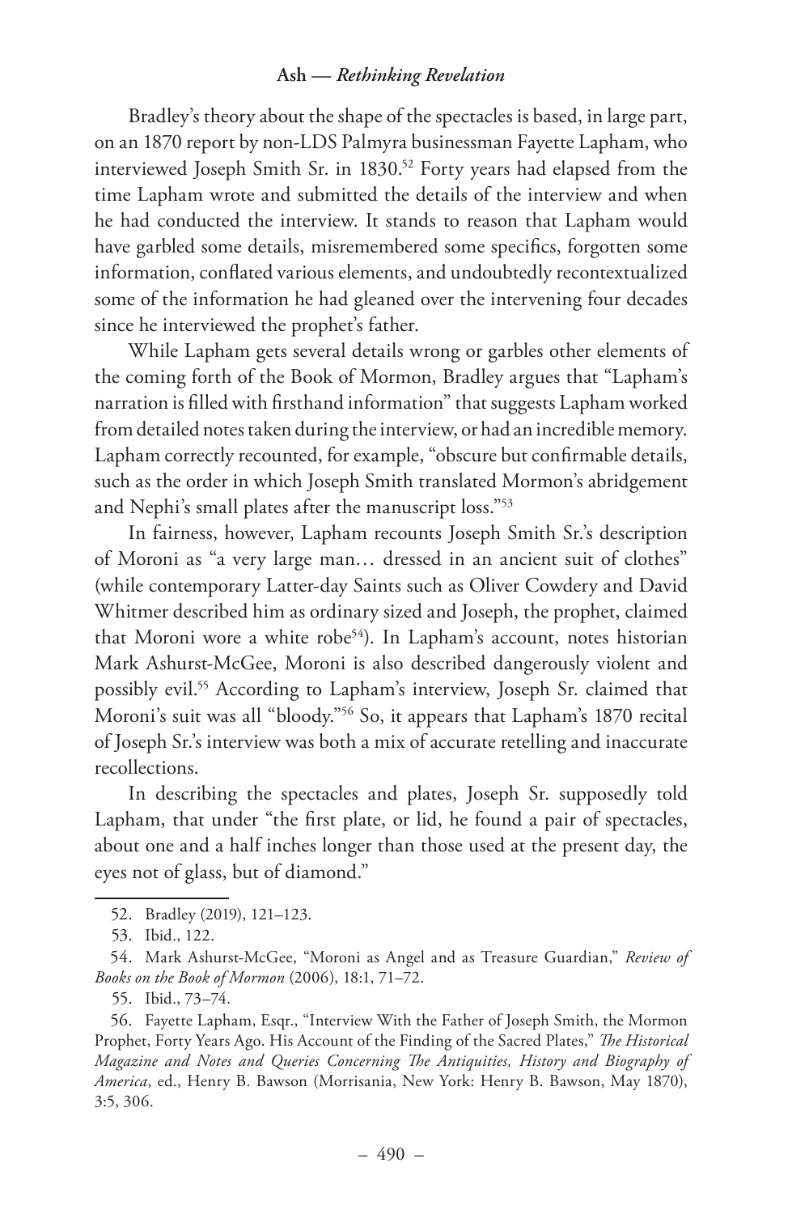Bradley's theory about the shape of the spectacles is based, in large part, on an 1870 report by non-LDS Palmyra businessman Fayette Lapham, who interviewed Joseph Smith Sr. in 1830.[52] Forty years had elapsed from the time Lapham wrote and submitted the details of the interview and when he had conducted the interview. It stands to reason that Lapham would have garbled some details, misremembered some specifics, forgotten some information, conflated various elements, and undoubtedly recontextualized some of the information he had gleaned over the intervening four decades since he interviewed the prophet's father.

While Lapham gets several details wrong or garbles other elements of the coming forth of the Book of Mormon, Bradley argues that "Lapham's narration is filled with firsthand information" that suggests Lapham worked from detailed notes taken during the interview, or had an incredible memory. Lapham correctly recounted, for example, "obscure but confirmable details, such as the order in which Joseph Smith translated Mormon's abridgement and Nephi's small plates after the manuscript loss."[53]

In fairness, however, Lapham recounts Joseph Smith Sr.'s description of Moroni as "a very large man… dressed in an ancient suit of clothes" (while contemporary Latter-day Saints such as Oliver Cowdery and David Whitmer described him as ordinary sized and Joseph, the prophet, claimed that Moroni wore a white robe[54]). In Lapham's account, notes historian Mark Ashurst-McGee, Moroni is also described dangerously violent and possibly evil.[55] According to Lapham's interview, Joseph Sr. claimed that Moroni's suit was all "bloody."[56] So, it appears that Lapham's 1870 recital of Joseph Sr.'s interview was both a mix of accurate retelling and inaccurate recollections.

In describing the spectacles and plates, Joseph Sr. supposedly told Lapham, that under "the first plate, or lid, he found a pair of spectacles, about one and a half inches longer than those used at the present day, the eyes not of glass, but of diamond."

---

52. Bradley (2019), 121–123.

53. Ibid., 122.

54. Mark Ashurst-McGee, "Moroni as Angel and as Treasure Guardian," *Review of Books on the Book of Mormon* (2006), 18:1, 71–72.

55. Ibid., 73–74.

56. Fayette Lapham, Esqr., "Interview With the Father of Joseph Smith, the Mormon Prophet, Forty Years Ago. His Account of the Finding of the Sacred Plates," *The Historical Magazine and Notes and Queries Concerning The Antiquities, History and Biography of America*, ed., Henry B. Bawson (Morrisania, New York: Henry B. Bawson, May 1870), 3:5, 306.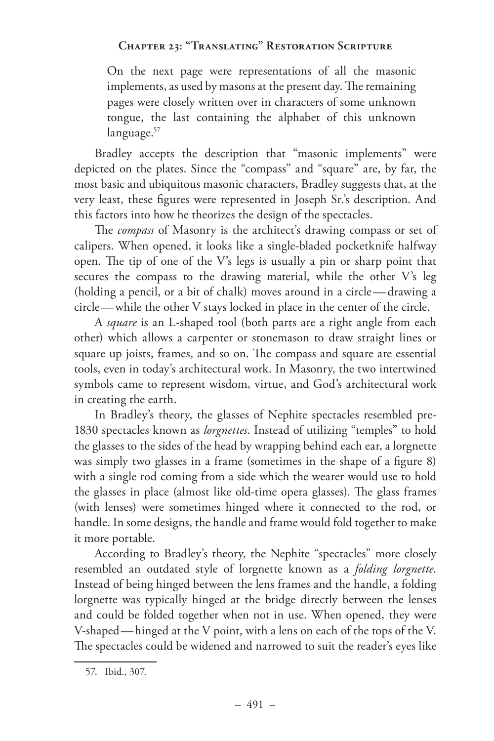On the next page were representations of all the masonic implements, as used by masons at the present day. The remaining pages were closely written over in characters of some unknown tongue, the last containing the alphabet of this unknown language.[57]

Bradley accepts the description that "masonic implements" were depicted on the plates. Since the "compass" and "square" are, by far, the most basic and ubiquitous masonic characters, Bradley suggests that, at the very least, these figures were represented in Joseph Sr.'s description. And this factors into how he theorizes the design of the spectacles.

The *compass* of Masonry is the architect's drawing compass or set of calipers. When opened, it looks like a single-bladed pocketknife halfway open. The tip of one of the V's legs is usually a pin or sharp point that secures the compass to the drawing material, while the other V's leg (holding a pencil, or a bit of chalk) moves around in a circle—drawing a circle—while the other V stays locked in place in the center of the circle.

A *square* is an L-shaped tool (both parts are a right angle from each other) which allows a carpenter or stonemason to draw straight lines or square up joists, frames, and so on. The compass and square are essential tools, even in today's architectural work. In Masonry, the two intertwined symbols came to represent wisdom, virtue, and God's architectural work in creating the earth.

In Bradley's theory, the glasses of Nephite spectacles resembled pre-1830 spectacles known as *lorgnettes*. Instead of utilizing "temples" to hold the glasses to the sides of the head by wrapping behind each ear, a lorgnette was simply two glasses in a frame (sometimes in the shape of a figure 8) with a single rod coming from a side which the wearer would use to hold the glasses in place (almost like old-time opera glasses). The glass frames (with lenses) were sometimes hinged where it connected to the rod, or handle. In some designs, the handle and frame would fold together to make it more portable.

According to Bradley's theory, the Nephite "spectacles" more closely resembled an outdated style of lorgnette known as a *folding lorgnette*. Instead of being hinged between the lens frames and the handle, a folding lorgnette was typically hinged at the bridge directly between the lenses and could be folded together when not in use. When opened, they were V-shaped—hinged at the V point, with a lens on each of the tops of the V. The spectacles could be widened and narrowed to suit the reader's eyes like

57. Ibid., 307.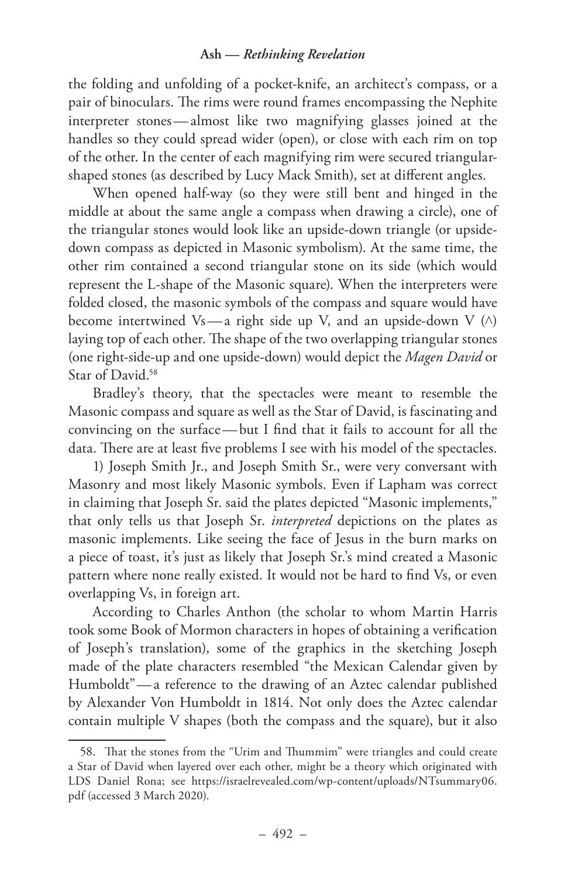the folding and unfolding of a pocket-knife, an architect's compass, or a pair of binoculars. The rims were round frames encompassing the Nephite interpreter stones — almost like two magnifying glasses joined at the handles so they could spread wider (open), or close with each rim on top of the other. In the center of each magnifying rim were secured triangular-shaped stones (as described by Lucy Mack Smith), set at different angles.

When opened half-way (so they were still bent and hinged in the middle at about the same angle a compass when drawing a circle), one of the triangular stones would look like an upside-down triangle (or upside-down compass as depicted in Masonic symbolism). At the same time, the other rim contained a second triangular stone on its side (which would represent the L-shape of the Masonic square). When the interpreters were folded closed, the masonic symbols of the compass and square would have become intertwined Vs — a right side up V, and an upside-down V (^) laying top of each other. The shape of the two overlapping triangular stones (one right-side-up and one upside-down) would depict the *Magen David* or Star of David.[58]

Bradley's theory, that the spectacles were meant to resemble the Masonic compass and square as well as the Star of David, is fascinating and convincing on the surface — but I find that it fails to account for all the data. There are at least five problems I see with his model of the spectacles.

1) Joseph Smith Jr., and Joseph Smith Sr., were very conversant with Masonry and most likely Masonic symbols. Even if Lapham was correct in claiming that Joseph Sr. said the plates depicted "Masonic implements," that only tells us that Joseph Sr. *interpreted* depictions on the plates as masonic implements. Like seeing the face of Jesus in the burn marks on a piece of toast, it's just as likely that Joseph Sr.'s mind created a Masonic pattern where none really existed. It would not be hard to find Vs, or even overlapping Vs, in foreign art.

According to Charles Anthon (the scholar to whom Martin Harris took some Book of Mormon characters in hopes of obtaining a verification of Joseph's translation), some of the graphics in the sketching Joseph made of the plate characters resembled "the Mexican Calendar given by Humboldt" — a reference to the drawing of an Aztec calendar published by Alexander Von Humboldt in 1814. Not only does the Aztec calendar contain multiple V shapes (both the compass and the square), but it also

58. That the stones from the "Urim and Thummim" were triangles and could create a Star of David when layered over each other, might be a theory which originated with LDS Daniel Rona; see https://israelrevealed.com/wp-content/uploads/NTsummary06.pdf (accessed 3 March 2020).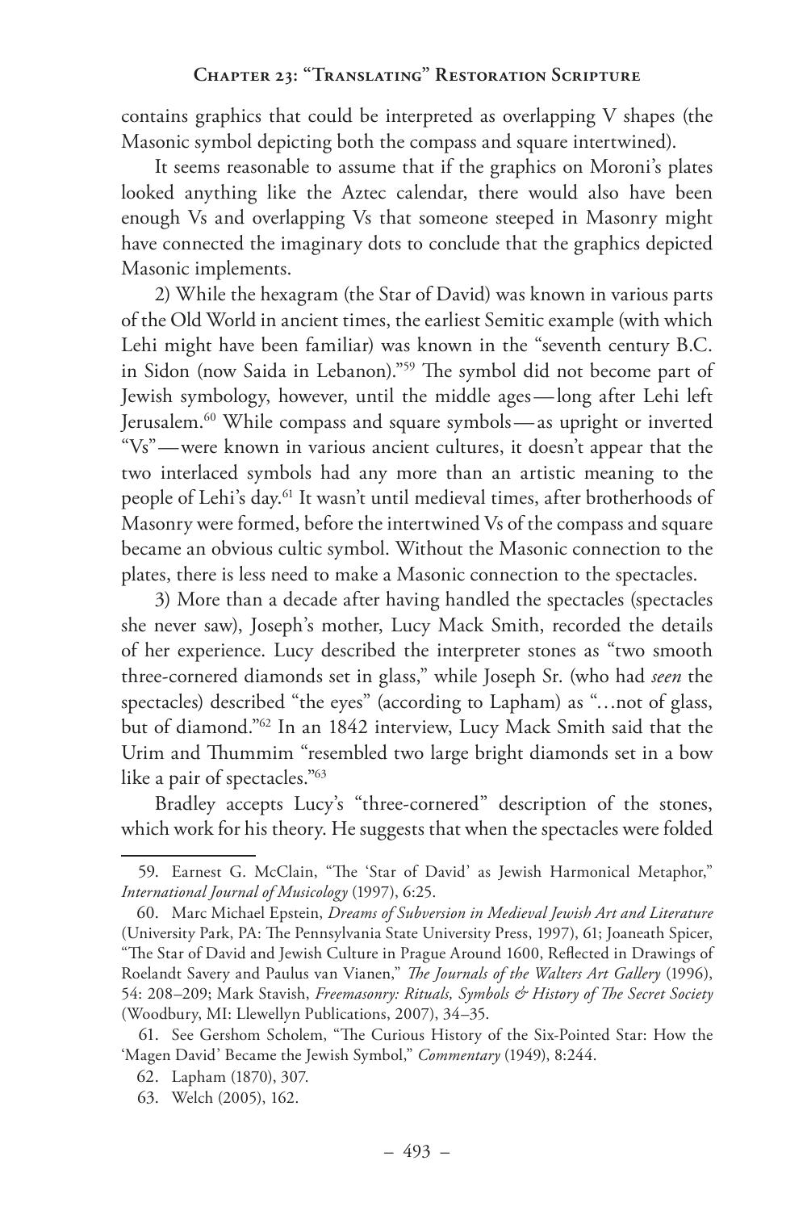contains graphics that could be interpreted as overlapping V shapes (the Masonic symbol depicting both the compass and square intertwined).

It seems reasonable to assume that if the graphics on Moroni's plates looked anything like the Aztec calendar, there would also have been enough Vs and overlapping Vs that someone steeped in Masonry might have connected the imaginary dots to conclude that the graphics depicted Masonic implements.

2) While the hexagram (the Star of David) was known in various parts of the Old World in ancient times, the earliest Semitic example (with which Lehi might have been familiar) was known in the "seventh century B.C. in Sidon (now Saida in Lebanon)."[59] The symbol did not become part of Jewish symbology, however, until the middle ages—long after Lehi left Jerusalem.[60] While compass and square symbols—as upright or inverted "Vs"—were known in various ancient cultures, it doesn't appear that the two interlaced symbols had any more than an artistic meaning to the people of Lehi's day.[61] It wasn't until medieval times, after brotherhoods of Masonry were formed, before the intertwined Vs of the compass and square became an obvious cultic symbol. Without the Masonic connection to the plates, there is less need to make a Masonic connection to the spectacles.

3) More than a decade after having handled the spectacles (spectacles she never saw), Joseph's mother, Lucy Mack Smith, recorded the details of her experience. Lucy described the interpreter stones as "two smooth three-cornered diamonds set in glass," while Joseph Sr. (who had *seen* the spectacles) described "the eyes" (according to Lapham) as "…not of glass, but of diamond."[62] In an 1842 interview, Lucy Mack Smith said that the Urim and Thummim "resembled two large bright diamonds set in a bow like a pair of spectacles."[63]

Bradley accepts Lucy's "three-cornered" description of the stones, which work for his theory. He suggests that when the spectacles were folded

---

59. Earnest G. McClain, "The 'Star of David' as Jewish Harmonical Metaphor," *International Journal of Musicology* (1997), 6:25.

60. Marc Michael Epstein, *Dreams of Subversion in Medieval Jewish Art and Literature* (University Park, PA: The Pennsylvania State University Press, 1997), 61; Joaneath Spicer, "The Star of David and Jewish Culture in Prague Around 1600, Reflected in Drawings of Roelandt Savery and Paulus van Vianen," *The Journals of the Walters Art Gallery* (1996), 54: 208–209; Mark Stavish, *Freemasonry: Rituals, Symbols & History of The Secret Society* (Woodbury, MI: Llewellyn Publications, 2007), 34–35.

61. See Gershom Scholem, "The Curious History of the Six-Pointed Star: How the 'Magen David' Became the Jewish Symbol," *Commentary* (1949), 8:244.

62. Lapham (1870), 307.

63. Welch (2005), 162.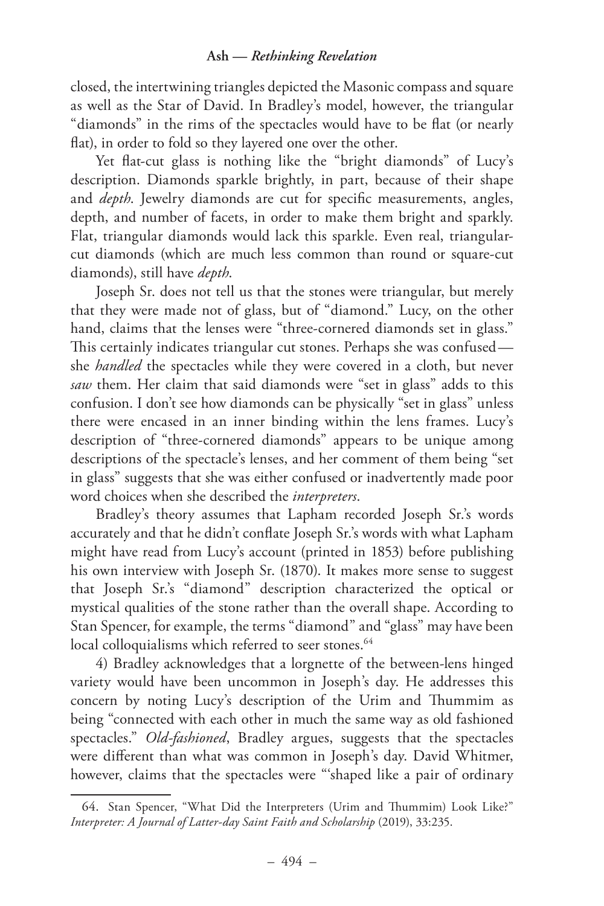closed, the intertwining triangles depicted the Masonic compass and square as well as the Star of David. In Bradley's model, however, the triangular "diamonds" in the rims of the spectacles would have to be flat (or nearly flat), in order to fold so they layered one over the other.

Yet flat-cut glass is nothing like the "bright diamonds" of Lucy's description. Diamonds sparkle brightly, in part, because of their shape and *depth*. Jewelry diamonds are cut for specific measurements, angles, depth, and number of facets, in order to make them bright and sparkly. Flat, triangular diamonds would lack this sparkle. Even real, triangular-cut diamonds (which are much less common than round or square-cut diamonds), still have *depth*.

Joseph Sr. does not tell us that the stones were triangular, but merely that they were made not of glass, but of "diamond." Lucy, on the other hand, claims that the lenses were "three-cornered diamonds set in glass." This certainly indicates triangular cut stones. Perhaps she was confused— she *handled* the spectacles while they were covered in a cloth, but never *saw* them. Her claim that said diamonds were "set in glass" adds to this confusion. I don't see how diamonds can be physically "set in glass" unless there were encased in an inner binding within the lens frames. Lucy's description of "three-cornered diamonds" appears to be unique among descriptions of the spectacle's lenses, and her comment of them being "set in glass" suggests that she was either confused or inadvertently made poor word choices when she described the *interpreters*.

Bradley's theory assumes that Lapham recorded Joseph Sr.'s words accurately and that he didn't conflate Joseph Sr.'s words with what Lapham might have read from Lucy's account (printed in 1853) before publishing his own interview with Joseph Sr. (1870). It makes more sense to suggest that Joseph Sr.'s "diamond" description characterized the optical or mystical qualities of the stone rather than the overall shape. According to Stan Spencer, for example, the terms "diamond" and "glass" may have been local colloquialisms which referred to seer stones.[64]

4) Bradley acknowledges that a lorgnette of the between-lens hinged variety would have been uncommon in Joseph's day. He addresses this concern by noting Lucy's description of the Urim and Thummim as being "connected with each other in much the same way as old fashioned spectacles." *Old-fashioned*, Bradley argues, suggests that the spectacles were different than what was common in Joseph's day. David Whitmer, however, claims that the spectacles were "'shaped like a pair of ordinary

---

64. Stan Spencer, "What Did the Interpreters (Urim and Thummim) Look Like?" *Interpreter: A Journal of Latter-day Saint Faith and Scholarship* (2019), 33:235.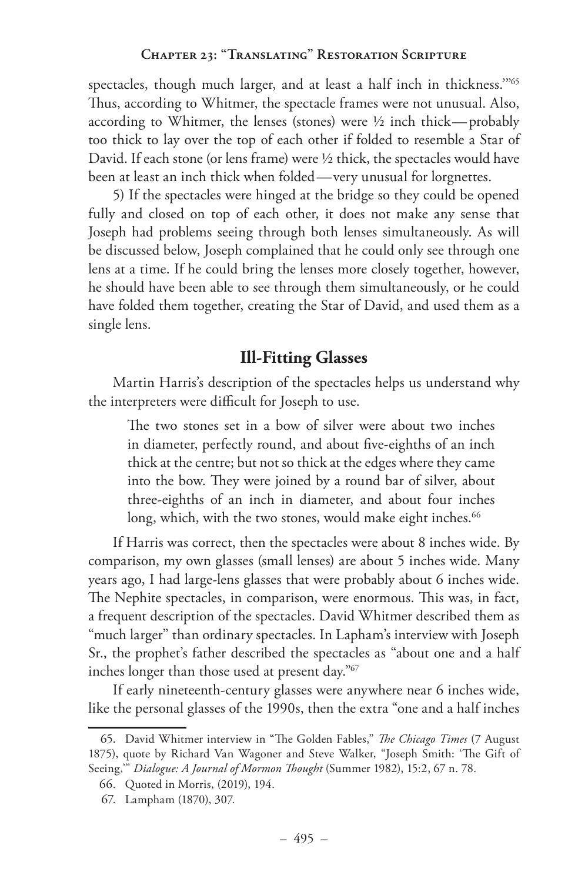spectacles, though much larger, and at least a half inch in thickness.'"[65] Thus, according to Whitmer, the spectacle frames were not unusual. Also, according to Whitmer, the lenses (stones) were ½ inch thick—probably too thick to lay over the top of each other if folded to resemble a Star of David. If each stone (or lens frame) were ½ thick, the spectacles would have been at least an inch thick when folded—very unusual for lorgnettes.

5) If the spectacles were hinged at the bridge so they could be opened fully and closed on top of each other, it does not make any sense that Joseph had problems seeing through both lenses simultaneously. As will be discussed below, Joseph complained that he could only see through one lens at a time. If he could bring the lenses more closely together, however, he should have been able to see through them simultaneously, or he could have folded them together, creating the Star of David, and used them as a single lens.

## Ill-Fitting Glasses

Martin Harris's description of the spectacles helps us understand why the interpreters were difficult for Joseph to use.

> The two stones set in a bow of silver were about two inches in diameter, perfectly round, and about five-eighths of an inch thick at the centre; but not so thick at the edges where they came into the bow. They were joined by a round bar of silver, about three-eighths of an inch in diameter, and about four inches long, which, with the two stones, would make eight inches.[66]

If Harris was correct, then the spectacles were about 8 inches wide. By comparison, my own glasses (small lenses) are about 5 inches wide. Many years ago, I had large-lens glasses that were probably about 6 inches wide. The Nephite spectacles, in comparison, were enormous. This was, in fact, a frequent description of the spectacles. David Whitmer described them as "much larger" than ordinary spectacles. In Lapham's interview with Joseph Sr., the prophet's father described the spectacles as "about one and a half inches longer than those used at present day."[67]

If early nineteenth-century glasses were anywhere near 6 inches wide, like the personal glasses of the 1990s, then the extra "one and a half inches

---

65. David Whitmer interview in "The Golden Fables," *The Chicago Times* (7 August 1875), quote by Richard Van Wagoner and Steve Walker, "Joseph Smith: 'The Gift of Seeing,'" *Dialogue: A Journal of Mormon Thought* (Summer 1982), 15:2, 67 n. 78.

66. Quoted in Morris, (2019), 194.

67. Lampham (1870), 307.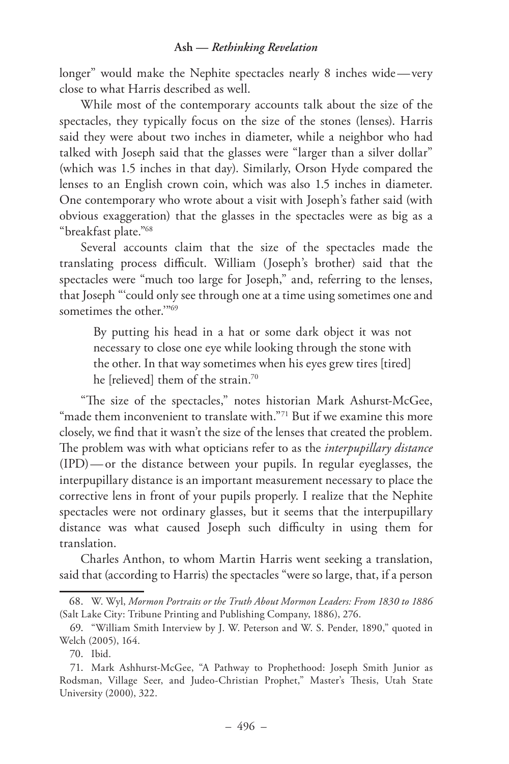longer" would make the Nephite spectacles nearly 8 inches wide — very close to what Harris described as well.

While most of the contemporary accounts talk about the size of the spectacles, they typically focus on the size of the stones (lenses). Harris said they were about two inches in diameter, while a neighbor who had talked with Joseph said that the glasses were "larger than a silver dollar" (which was 1.5 inches in that day). Similarly, Orson Hyde compared the lenses to an English crown coin, which was also 1.5 inches in diameter. One contemporary who wrote about a visit with Joseph's father said (with obvious exaggeration) that the glasses in the spectacles were as big as a "breakfast plate."[68]

Several accounts claim that the size of the spectacles made the translating process difficult. William (Joseph's brother) said that the spectacles were "much too large for Joseph," and, referring to the lenses, that Joseph "'could only see through one at a time using sometimes one and sometimes the other.'"[69]

> By putting his head in a hat or some dark object it was not necessary to close one eye while looking through the stone with the other. In that way sometimes when his eyes grew tires [tired] he [relieved] them of the strain.[70]

"The size of the spectacles," notes historian Mark Ashurst-McGee, "made them inconvenient to translate with."[71] But if we examine this more closely, we find that it wasn't the size of the lenses that created the problem. The problem was with what opticians refer to as the *interpupillary distance* (IPD) — or the distance between your pupils. In regular eyeglasses, the interpupillary distance is an important measurement necessary to place the corrective lens in front of your pupils properly. I realize that the Nephite spectacles were not ordinary glasses, but it seems that the interpupillary distance was what caused Joseph such difficulty in using them for translation.

Charles Anthon, to whom Martin Harris went seeking a translation, said that (according to Harris) the spectacles "were so large, that, if a person

---

68. W. Wyl, *Mormon Portraits or the Truth About Mormon Leaders: From 1830 to 1886* (Salt Lake City: Tribune Printing and Publishing Company, 1886), 276.

69. "William Smith Interview by J. W. Peterson and W. S. Pender, 1890," quoted in Welch (2005), 164.

70. Ibid.

71. Mark Ashhurst-McGee, "A Pathway to Prophethood: Joseph Smith Junior as Rodsman, Village Seer, and Judeo-Christian Prophet," Master's Thesis, Utah State University (2000), 322.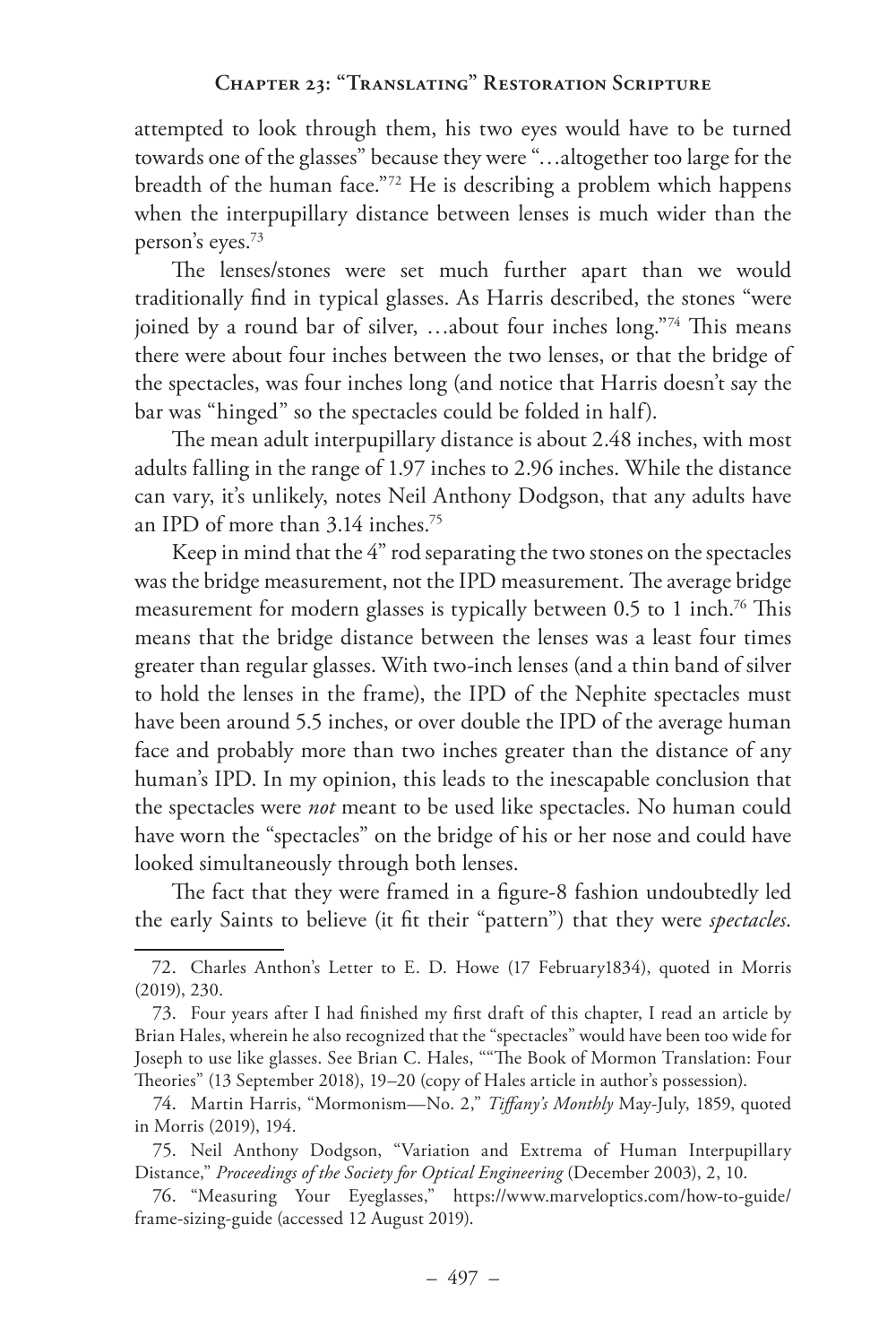attempted to look through them, his two eyes would have to be turned towards one of the glasses" because they were "…altogether too large for the breadth of the human face."[72] He is describing a problem which happens when the interpupillary distance between lenses is much wider than the person's eyes.[73]

The lenses/stones were set much further apart than we would traditionally find in typical glasses. As Harris described, the stones "were joined by a round bar of silver, …about four inches long."[74] This means there were about four inches between the two lenses, or that the bridge of the spectacles, was four inches long (and notice that Harris doesn't say the bar was "hinged" so the spectacles could be folded in half).

The mean adult interpupillary distance is about 2.48 inches, with most adults falling in the range of 1.97 inches to 2.96 inches. While the distance can vary, it's unlikely, notes Neil Anthony Dodgson, that any adults have an IPD of more than 3.14 inches.[75]

Keep in mind that the 4" rod separating the two stones on the spectacles was the bridge measurement, not the IPD measurement. The average bridge measurement for modern glasses is typically between 0.5 to 1 inch.[76] This means that the bridge distance between the lenses was a least four times greater than regular glasses. With two-inch lenses (and a thin band of silver to hold the lenses in the frame), the IPD of the Nephite spectacles must have been around 5.5 inches, or over double the IPD of the average human face and probably more than two inches greater than the distance of any human's IPD. In my opinion, this leads to the inescapable conclusion that the spectacles were *not* meant to be used like spectacles. No human could have worn the "spectacles" on the bridge of his or her nose and could have looked simultaneously through both lenses.

The fact that they were framed in a figure-8 fashion undoubtedly led the early Saints to believe (it fit their "pattern") that they were *spectacles*.

---

72. Charles Anthon's Letter to E. D. Howe (17 February1834), quoted in Morris (2019), 230.

73. Four years after I had finished my first draft of this chapter, I read an article by Brian Hales, wherein he also recognized that the "spectacles" would have been too wide for Joseph to use like glasses. See Brian C. Hales, ""The Book of Mormon Translation: Four Theories" (13 September 2018), 19–20 (copy of Hales article in author's possession).

74. Martin Harris, "Mormonism—No. 2," *Tiffany's Monthly* May-July, 1859, quoted in Morris (2019), 194.

75. Neil Anthony Dodgson, "Variation and Extrema of Human Interpupillary Distance," *Proceedings of the Society for Optical Engineering* (December 2003), 2, 10.

76. "Measuring Your Eyeglasses," https://www.marveloptics.com/how-to-guide/frame-sizing-guide (accessed 12 August 2019).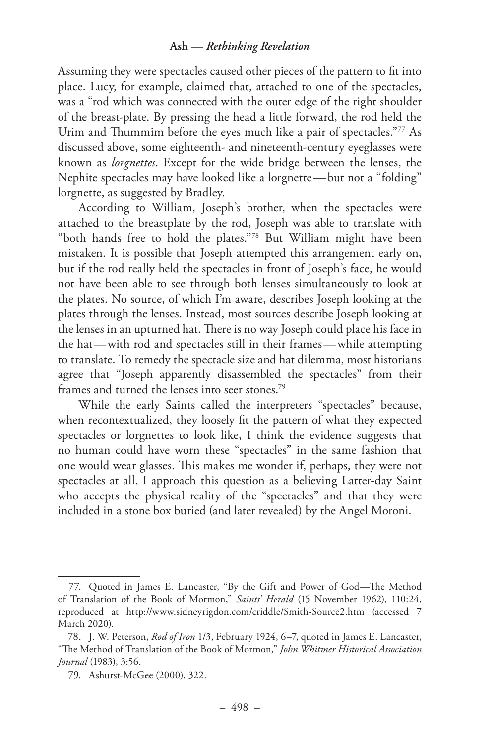Assuming they were spectacles caused other pieces of the pattern to fit into place. Lucy, for example, claimed that, attached to one of the spectacles, was a "rod which was connected with the outer edge of the right shoulder of the breast-plate. By pressing the head a little forward, the rod held the Urim and Thummim before the eyes much like a pair of spectacles."[77] As discussed above, some eighteenth- and nineteenth-century eyeglasses were known as *lorgnettes*. Except for the wide bridge between the lenses, the Nephite spectacles may have looked like a lorgnette — but not a "folding" lorgnette, as suggested by Bradley.

According to William, Joseph's brother, when the spectacles were attached to the breastplate by the rod, Joseph was able to translate with "both hands free to hold the plates."[78] But William might have been mistaken. It is possible that Joseph attempted this arrangement early on, but if the rod really held the spectacles in front of Joseph's face, he would not have been able to see through both lenses simultaneously to look at the plates. No source, of which I'm aware, describes Joseph looking at the plates through the lenses. Instead, most sources describe Joseph looking at the lenses in an upturned hat. There is no way Joseph could place his face in the hat — with rod and spectacles still in their frames — while attempting to translate. To remedy the spectacle size and hat dilemma, most historians agree that "Joseph apparently disassembled the spectacles" from their frames and turned the lenses into seer stones.[79]

While the early Saints called the interpreters "spectacles" because, when recontextualized, they loosely fit the pattern of what they expected spectacles or lorgnettes to look like, I think the evidence suggests that no human could have worn these "spectacles" in the same fashion that one would wear glasses. This makes me wonder if, perhaps, they were not spectacles at all. I approach this question as a believing Latter-day Saint who accepts the physical reality of the "spectacles" and that they were included in a stone box buried (and later revealed) by the Angel Moroni.

---

77. Quoted in James E. Lancaster, "By the Gift and Power of God—The Method of Translation of the Book of Mormon," *Saints' Herald* (15 November 1962), 110:24, reproduced at http://www.sidneyrigdon.com/criddle/Smith-Source2.htm (accessed 7 March 2020).

78. J. W. Peterson, *Rod of Iron* 1/3, February 1924, 6–7, quoted in James E. Lancaster, "The Method of Translation of the Book of Mormon," *John Whitmer Historical Association Journal* (1983), 3:56.

79. Ashurst-McGee (2000), 322.